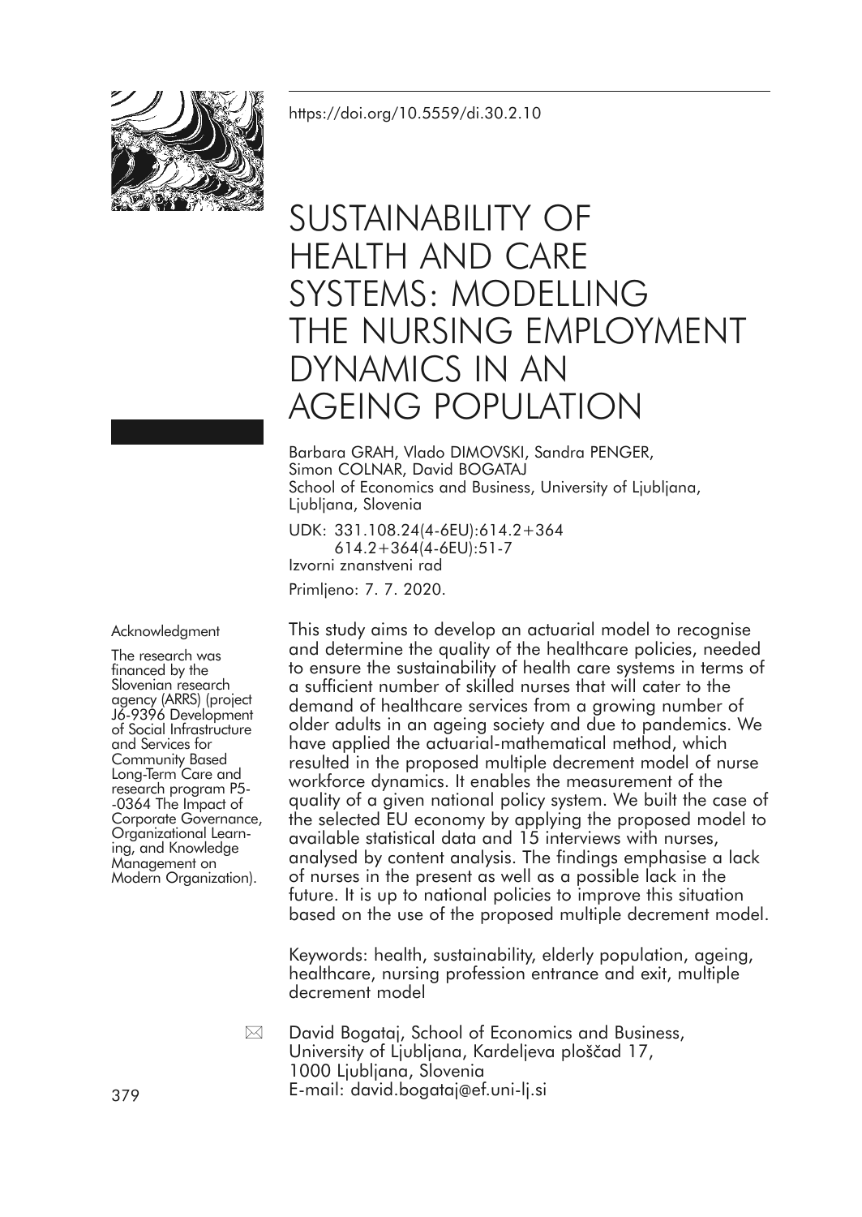https://doi.org/10.5559/di.30.2.10

# SUSTAINABILITY OF HEALTH AND CARE SYSTEMS: MODELLING THE NURSING EMPLOYMENT DYNAMICS IN AN AGEING POPULATION

Barbara GRAH, Vlado DIMOVSKI, Sandra PENGER, Simon COLNAR, David BOGATAJ
School of Economics and Business, University of Ljubljana, Ljubljana, Slovenia

UDK: 331.108.24(4-6EU):614.2+364
614.2+364(4-6EU):51-7
Izvorni znanstveni rad

Primljeno: 7. 7. 2020.

This study aims to develop an actuarial model to recognise and determine the quality of the healthcare policies, needed to ensure the sustainability of health care systems in terms of a sufficient number of skilled nurses that will cater to the demand of healthcare services from a growing number of older adults in an ageing society and due to pandemics. We have applied the actuarial-mathematical method, which resulted in the proposed multiple decrement model of nurse workforce dynamics. It enables the measurement of the quality of a given national policy system. We built the case of the selected EU economy by applying the proposed model to available statistical data and 15 interviews with nurses, analysed by content analysis. The findings emphasise a lack of nurses in the present as well as a possible lack in the future. It is up to national policies to improve this situation based on the use of the proposed multiple decrement model.

Keywords: health, sustainability, elderly population, ageing, healthcare, nursing profession entrance and exit, multiple decrement model

Acknowledgment

The research was financed by the Slovenian research agency (ARRS) (project J6-9396 Development of Social Infrastructure and Services for Community Based Long-Term Care and research program P5-0364 The Impact of Corporate Governance, Organizational Learning, and Knowledge Management on Modern Organization).

David Bogataj, School of Economics and Business, University of Ljubljana, Kardeljeva ploščad 17, 1000 Ljubljana, Slovenia
E-mail: david.bogataj@ef.uni-lj.si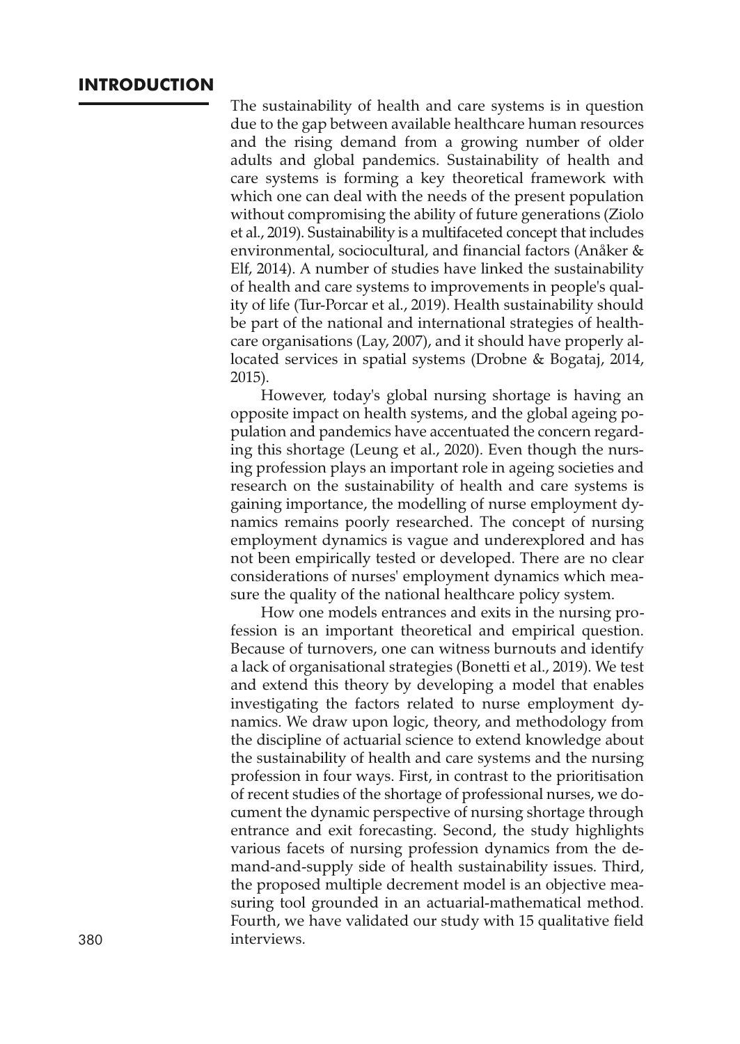## INTRODUCTION

The sustainability of health and care systems is in question due to the gap between available healthcare human resources and the rising demand from a growing number of older adults and global pandemics. Sustainability of health and care systems is forming a key theoretical framework with which one can deal with the needs of the present population without compromising the ability of future generations (Ziolo et al., 2019). Sustainability is a multifaceted concept that includes environmental, sociocultural, and financial factors (Anåker & Elf, 2014). A number of studies have linked the sustainability of health and care systems to improvements in people's quality of life (Tur-Porcar et al., 2019). Health sustainability should be part of the national and international strategies of healthcare organisations (Lay, 2007), and it should have properly allocated services in spatial systems (Drobne & Bogataj, 2014, 2015).

However, today's global nursing shortage is having an opposite impact on health systems, and the global ageing population and pandemics have accentuated the concern regarding this shortage (Leung et al., 2020). Even though the nursing profession plays an important role in ageing societies and research on the sustainability of health and care systems is gaining importance, the modelling of nurse employment dynamics remains poorly researched. The concept of nursing employment dynamics is vague and underexplored and has not been empirically tested or developed. There are no clear considerations of nurses' employment dynamics which measure the quality of the national healthcare policy system.

How one models entrances and exits in the nursing profession is an important theoretical and empirical question. Because of turnovers, one can witness burnouts and identify a lack of organisational strategies (Bonetti et al., 2019). We test and extend this theory by developing a model that enables investigating the factors related to nurse employment dynamics. We draw upon logic, theory, and methodology from the discipline of actuarial science to extend knowledge about the sustainability of health and care systems and the nursing profession in four ways. First, in contrast to the prioritisation of recent studies of the shortage of professional nurses, we document the dynamic perspective of nursing shortage through entrance and exit forecasting. Second, the study highlights various facets of nursing profession dynamics from the demand-and-supply side of health sustainability issues. Third, the proposed multiple decrement model is an objective measuring tool grounded in an actuarial-mathematical method. Fourth, we have validated our study with 15 qualitative field interviews.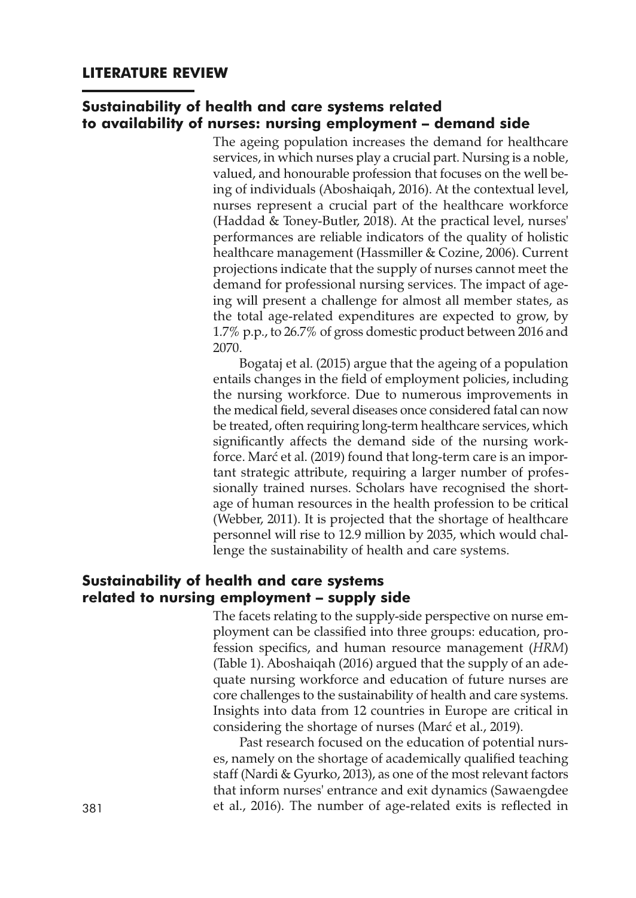## LITERATURE REVIEW

### Sustainability of health and care systems related to availability of nurses: nursing employment – demand side

The ageing population increases the demand for healthcare services, in which nurses play a crucial part. Nursing is a noble, valued, and honourable profession that focuses on the well being of individuals (Aboshaiqah, 2016). At the contextual level, nurses represent a crucial part of the healthcare workforce (Haddad & Toney-Butler, 2018). At the practical level, nurses' performances are reliable indicators of the quality of holistic healthcare management (Hassmiller & Cozine, 2006). Current projections indicate that the supply of nurses cannot meet the demand for professional nursing services. The impact of ageing will present a challenge for almost all member states, as the total age-related expenditures are expected to grow, by 1.7% p.p., to 26.7% of gross domestic product between 2016 and 2070.

Bogataj et al. (2015) argue that the ageing of a population entails changes in the field of employment policies, including the nursing workforce. Due to numerous improvements in the medical field, several diseases once considered fatal can now be treated, often requiring long-term healthcare services, which significantly affects the demand side of the nursing workforce. Marć et al. (2019) found that long-term care is an important strategic attribute, requiring a larger number of professionally trained nurses. Scholars have recognised the shortage of human resources in the health profession to be critical (Webber, 2011). It is projected that the shortage of healthcare personnel will rise to 12.9 million by 2035, which would challenge the sustainability of health and care systems.

### Sustainability of health and care systems related to nursing employment – supply side

The facets relating to the supply-side perspective on nurse employment can be classified into three groups: education, profession specifics, and human resource management (*HRM*) (Table 1). Aboshaiqah (2016) argued that the supply of an adequate nursing workforce and education of future nurses are core challenges to the sustainability of health and care systems. Insights into data from 12 countries in Europe are critical in considering the shortage of nurses (Marć et al., 2019).

Past research focused on the education of potential nurses, namely on the shortage of academically qualified teaching staff (Nardi & Gyurko, 2013), as one of the most relevant factors that inform nurses' entrance and exit dynamics (Sawaengdee et al., 2016). The number of age-related exits is reflected in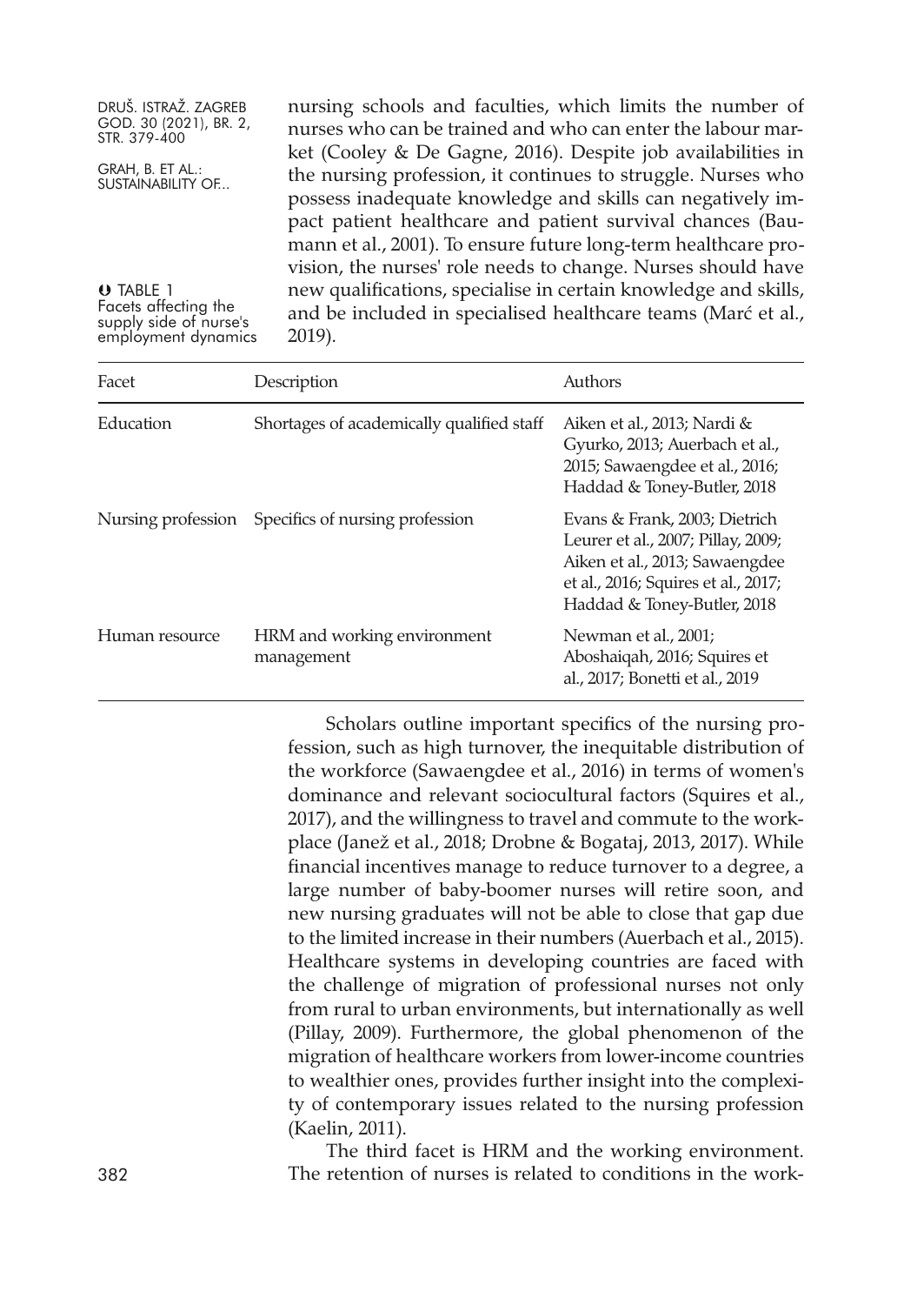nursing schools and faculties, which limits the number of nurses who can be trained and who can enter the labour market (Cooley & De Gagne, 2016). Despite job availabilities in the nursing profession, it continues to struggle. Nurses who possess inadequate knowledge and skills can negatively impact patient healthcare and patient survival chances (Baumann et al., 2001). To ensure future long-term healthcare provision, the nurses' role needs to change. Nurses should have new qualifications, specialise in certain knowledge and skills, and be included in specialised healthcare teams (Marć et al., 2019).

TABLE 1
Facets affecting the supply side of nurse's employment dynamics

| Facet | Description | Authors |
|---|---|---|
| Education | Shortages of academically qualified staff | Aiken et al., 2013; Nardi & Gyurko, 2013; Auerbach et al., 2015; Sawaengdee et al., 2016; Haddad & Toney-Butler, 2018 |
| Nursing profession | Specifics of nursing profession | Evans & Frank, 2003; Dietrich Leurer et al., 2007; Pillay, 2009; Aiken et al., 2013; Sawaengdee et al., 2016; Squires et al., 2017; Haddad & Toney-Butler, 2018 |
| Human resource | HRM and working environment management | Newman et al., 2001; Aboshaiqah, 2016; Squires et al., 2017; Bonetti et al., 2019 |

Scholars outline important specifics of the nursing profession, such as high turnover, the inequitable distribution of the workforce (Sawaengdee et al., 2016) in terms of women's dominance and relevant sociocultural factors (Squires et al., 2017), and the willingness to travel and commute to the workplace (Janež et al., 2018; Drobne & Bogataj, 2013, 2017). While financial incentives manage to reduce turnover to a degree, a large number of baby-boomer nurses will retire soon, and new nursing graduates will not be able to close that gap due to the limited increase in their numbers (Auerbach et al., 2015). Healthcare systems in developing countries are faced with the challenge of migration of professional nurses not only from rural to urban environments, but internationally as well (Pillay, 2009). Furthermore, the global phenomenon of the migration of healthcare workers from lower-income countries to wealthier ones, provides further insight into the complexity of contemporary issues related to the nursing profession (Kaelin, 2011).

The third facet is HRM and the working environment. The retention of nurses is related to conditions in the work-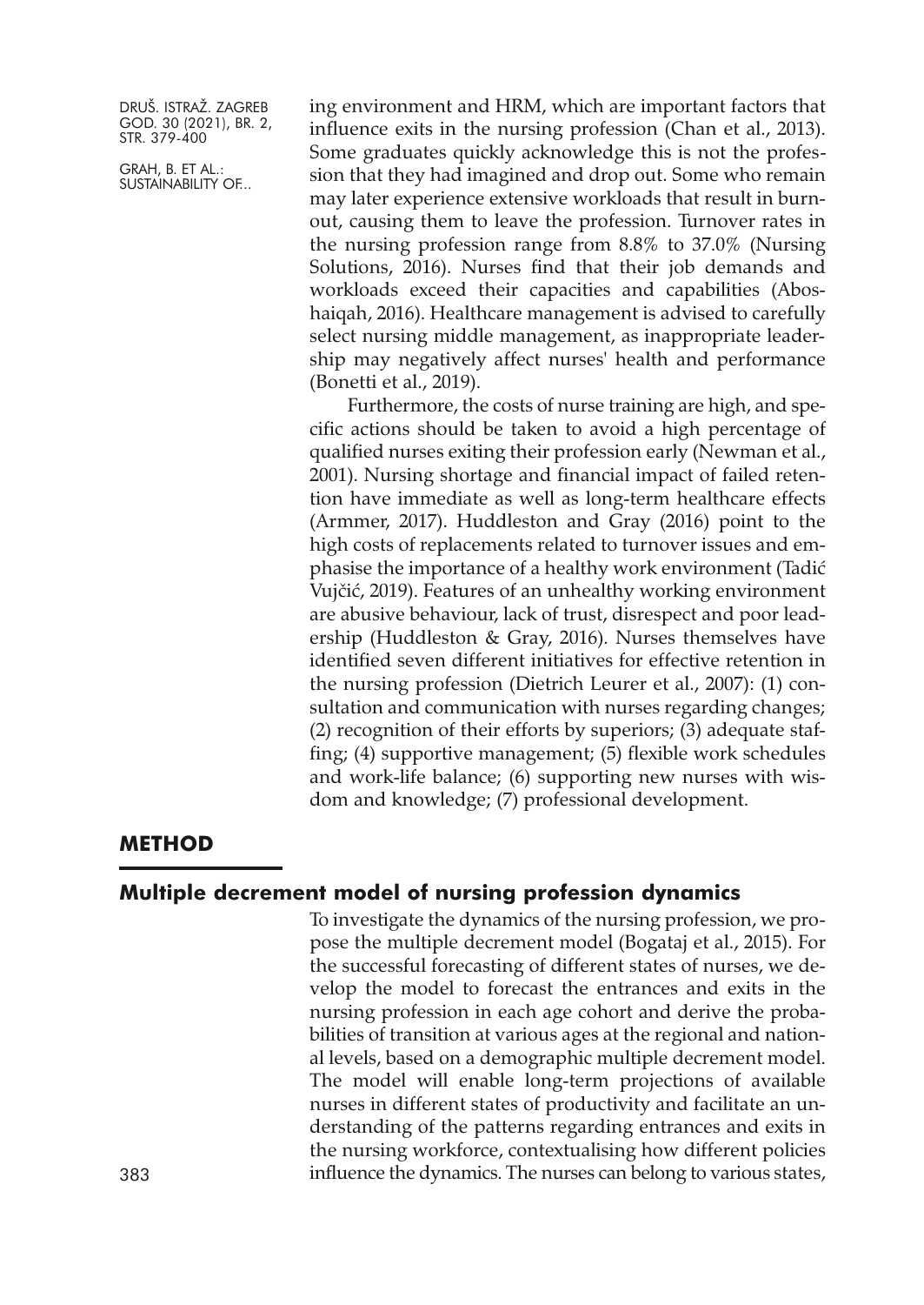ing environment and HRM, which are important factors that influence exits in the nursing profession (Chan et al., 2013). Some graduates quickly acknowledge this is not the profession that they had imagined and drop out. Some who remain may later experience extensive workloads that result in burnout, causing them to leave the profession. Turnover rates in the nursing profession range from 8.8% to 37.0% (Nursing Solutions, 2016). Nurses find that their job demands and workloads exceed their capacities and capabilities (Aboshaiqah, 2016). Healthcare management is advised to carefully select nursing middle management, as inappropriate leadership may negatively affect nurses' health and performance (Bonetti et al., 2019).

Furthermore, the costs of nurse training are high, and specific actions should be taken to avoid a high percentage of qualified nurses exiting their profession early (Newman et al., 2001). Nursing shortage and financial impact of failed retention have immediate as well as long-term healthcare effects (Armmer, 2017). Huddleston and Gray (2016) point to the high costs of replacements related to turnover issues and emphasise the importance of a healthy work environment (Tadić Vujčić, 2019). Features of an unhealthy working environment are abusive behaviour, lack of trust, disrespect and poor leadership (Huddleston & Gray, 2016). Nurses themselves have identified seven different initiatives for effective retention in the nursing profession (Dietrich Leurer et al., 2007): (1) consultation and communication with nurses regarding changes; (2) recognition of their efforts by superiors; (3) adequate staffing; (4) supportive management; (5) flexible work schedules and work-life balance; (6) supporting new nurses with wisdom and knowledge; (7) professional development.

## METHOD

### Multiple decrement model of nursing profession dynamics

To investigate the dynamics of the nursing profession, we propose the multiple decrement model (Bogataj et al., 2015). For the successful forecasting of different states of nurses, we develop the model to forecast the entrances and exits in the nursing profession in each age cohort and derive the probabilities of transition at various ages at the regional and national levels, based on a demographic multiple decrement model. The model will enable long-term projections of available nurses in different states of productivity and facilitate an understanding of the patterns regarding entrances and exits in the nursing workforce, contextualising how different policies influence the dynamics. The nurses can belong to various states,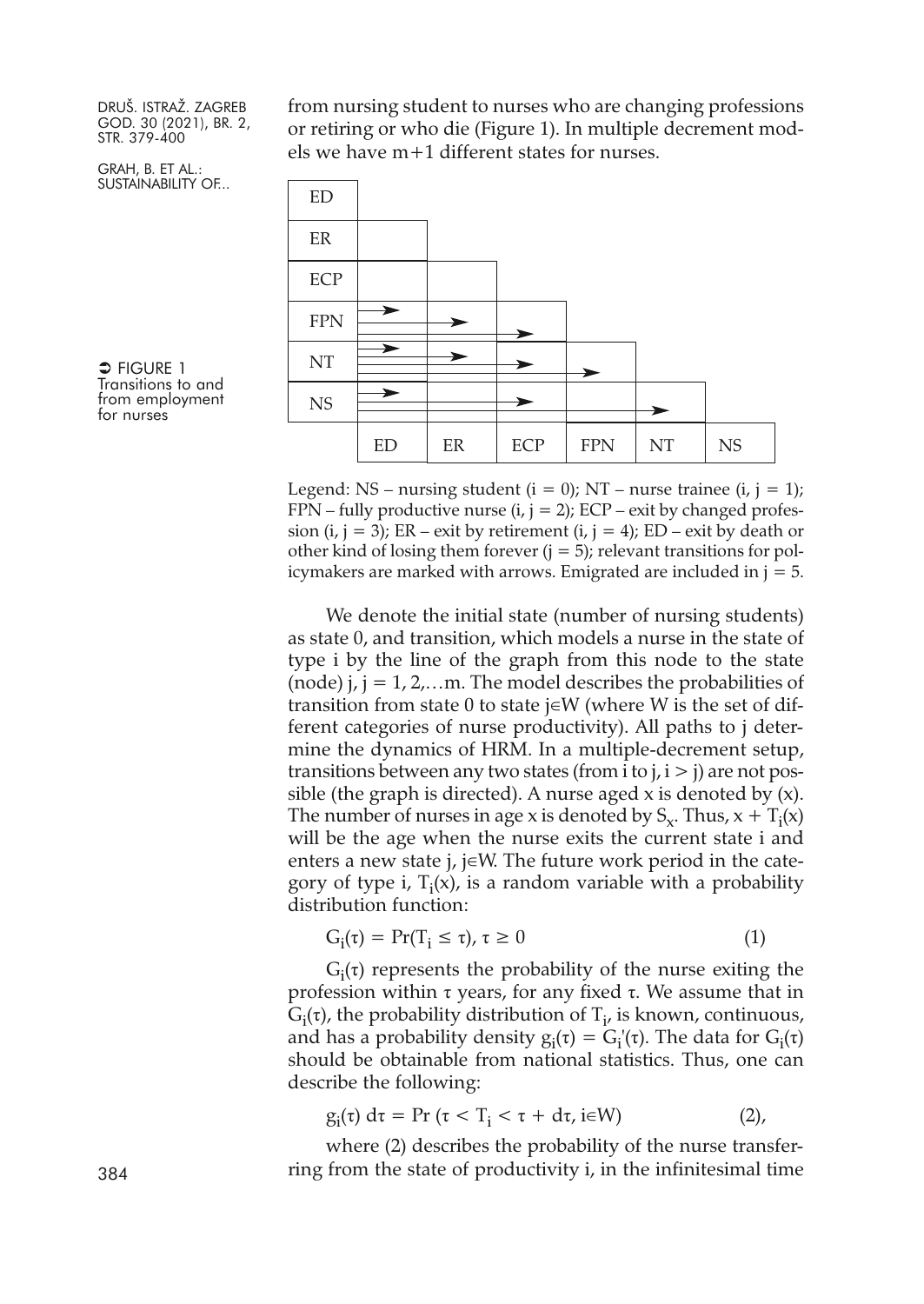from nursing student to nurses who are changing professions or retiring or who die (Figure 1). In multiple decrement models we have m+1 different states for nurses.

FIGURE 1
Transitions to and from employment for nurses

| ED | | | | | | |
|---|---|---|---|---|---|---|
| ER | | | | | | |
| ECP | | | | | | |
| FPN | → | → | → | | | |
| NT | → | → | → | → | | |
| NS | → | | → | | → | |
| | ED | ER | ECP | FPN | NT | NS |

Legend: NS – nursing student ($i = 0$); NT – nurse trainee ($i, j = 1$); FPN – fully productive nurse ($i, j = 2$); ECP – exit by changed profession ($i, j = 3$); ER – exit by retirement ($i, j = 4$); ED – exit by death or other kind of losing them forever ($j = 5$); relevant transitions for policymakers are marked with arrows. Emigrated are included in $j = 5$.

We denote the initial state (number of nursing students) as state 0, and transition, which models a nurse in the state of type i by the line of the graph from this node to the state (node) $j$, $j = 1, 2,\ldots m$. The model describes the probabilities of transition from state 0 to state $j \in W$ (where W is the set of different categories of nurse productivity). All paths to j determine the dynamics of HRM. In a multiple-decrement setup, transitions between any two states (from i to j, $i > j$) are not possible (the graph is directed). A nurse aged x is denoted by (x). The number of nurses in age x is denoted by $S_x$. Thus, $x + T_i(x)$ will be the age when the nurse exits the current state i and enters a new state j, $j \in W$. The future work period in the category of type i, $T_i(x)$, is a random variable with a probability distribution function:

$$G_i(\tau) = \Pr(T_i \leq \tau),\ \tau \geq 0 \qquad (1)$$

$G_i(\tau)$ represents the probability of the nurse exiting the profession within $\tau$ years, for any fixed $\tau$. We assume that in $G_i(\tau)$, the probability distribution of $T_i$, is known, continuous, and has a probability density $g_i(\tau) = G_i'(\tau)$. The data for $G_i(\tau)$ should be obtainable from national statistics. Thus, one can describe the following:

$$g_i(\tau)\, d\tau = \Pr(\tau < T_i < \tau + d\tau,\ i \in W) \qquad (2),$$

where (2) describes the probability of the nurse transferring from the state of productivity i, in the infinitesimal time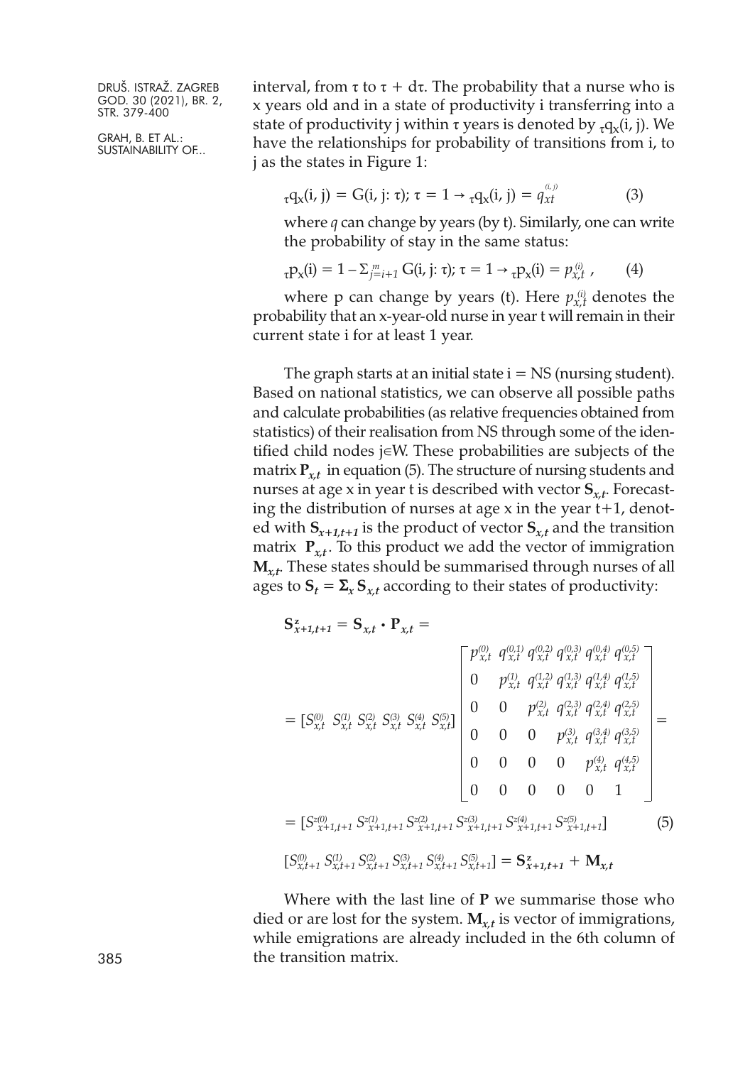interval, from $\tau$ to $\tau + d\tau$. The probability that a nurse who is x years old and in a state of productivity i transferring into a state of productivity j within $\tau$ years is denoted by ${}_{\tau}q_{x}(i, j)$. We have the relationships for probability of transitions from i, to j as the states in Figure 1:

$$ {}_{\tau}q_{x}(i, j) = G(i, j: \tau);\ \tau = 1 \rightarrow {}_{\tau}q_{x}(i, j) = q_{xt}^{(i,j)} \tag{3} $$

where $q$ can change by years (by t). Similarly, one can write the probability of stay in the same status:

$$ {}_{\tau}p_{x}(i) = 1 - \Sigma_{j=i+1}^{m} G(i, j: \tau);\ \tau = 1 \rightarrow {}_{\tau}p_{x}(i) = p_{x,t}^{(i)}, \tag{4} $$

where p can change by years (t). Here $p_{x,t}^{(i)}$ denotes the probability that an x-year-old nurse in year t will remain in their current state i for at least 1 year.

The graph starts at an initial state i = NS (nursing student). Based on national statistics, we can observe all possible paths and calculate probabilities (as relative frequencies obtained from statistics) of their realisation from NS through some of the identified child nodes $j \in W$. These probabilities are subjects of the matrix $\mathbf{P}_{x,t}$ in equation (5). The structure of nursing students and nurses at age x in year t is described with vector $\mathbf{S}_{x,t}$. Forecasting the distribution of nurses at age x in the year t+1, denoted with $\mathbf{S}_{x+1,t+1}$ is the product of vector $\mathbf{S}_{x,t}$ and the transition matrix $\mathbf{P}_{x,t}$. To this product we add the vector of immigration $\mathbf{M}_{x,t}$. These states should be summarised through nurses of all ages to $\mathbf{S}_{t} = \mathbf{\Sigma}_{x}\, \mathbf{S}_{x,t}$ according to their states of productivity:

$$
\begin{aligned}
\mathbf{S}^{z}_{x+1,t+1} &= \mathbf{S}_{x,t} \cdot \mathbf{P}_{x,t} = \\
&= [S_{x,t}^{(0)}\ S_{x,t}^{(1)}\ S_{x,t}^{(2)}\ S_{x,t}^{(3)}\ S_{x,t}^{(4)}\ S_{x,t}^{(5)}]
\begin{bmatrix}
p_{x,t}^{(0)} & q_{x,t}^{(0,1)} & q_{x,t}^{(0,2)} & q_{x,t}^{(0,3)} & q_{x,t}^{(0,4)} & q_{x,t}^{(0,5)} \\
0 & p_{x,t}^{(1)} & q_{x,t}^{(1,2)} & q_{x,t}^{(1,3)} & q_{x,t}^{(1,4)} & q_{x,t}^{(1,5)} \\
0 & 0 & p_{x,t}^{(2)} & q_{x,t}^{(2,3)} & q_{x,t}^{(2,4)} & q_{x,t}^{(2,5)} \\
0 & 0 & 0 & p_{x,t}^{(3)} & q_{x,t}^{(3,4)} & q_{x,t}^{(3,5)} \\
0 & 0 & 0 & 0 & p_{x,t}^{(4)} & q_{x,t}^{(4,5)} \\
0 & 0 & 0 & 0 & 0 & 1
\end{bmatrix} = \\
&= [S_{x+1,t+1}^{z(0)}\ S_{x+1,t+1}^{z(1)}\ S_{x+1,t+1}^{z(2)}\ S_{x+1,t+1}^{z(3)}\ S_{x+1,t+1}^{z(4)}\ S_{x+1,t+1}^{z(5)}]
\end{aligned} \tag{5}
$$

$$ [S_{x,t+1}^{(0)}\ S_{x,t+1}^{(1)}\ S_{x,t+1}^{(2)}\ S_{x,t+1}^{(3)}\ S_{x,t+1}^{(4)}\ S_{x,t+1}^{(5)}] = \mathbf{S}^{z}_{x+1,t+1} + \mathbf{M}_{x,t} $$

Where with the last line of $\mathbf{P}$ we summarise those who died or are lost for the system. $\mathbf{M}_{x,t}$ is vector of immigrations, while emigrations are already included in the 6th column of the transition matrix.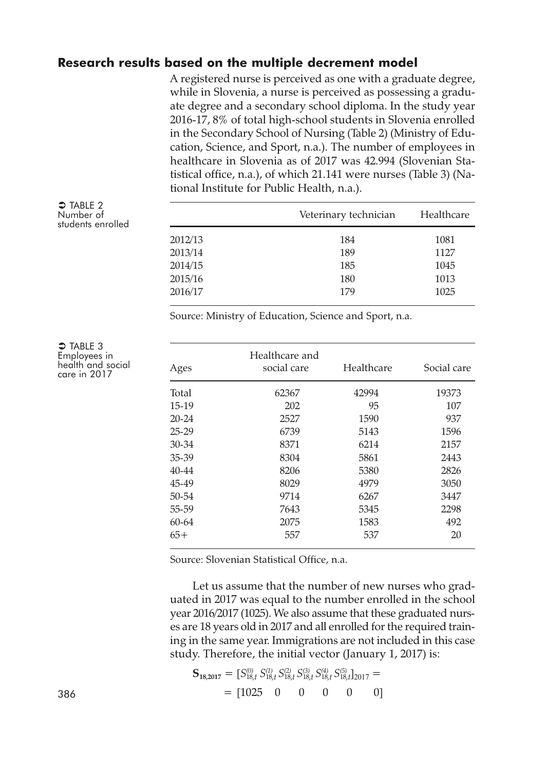## Research results based on the multiple decrement model

A registered nurse is perceived as one with a graduate degree, while in Slovenia, a nurse is perceived as possessing a graduate degree and a secondary school diploma. In the study year 2016-17, 8% of total high-school students in Slovenia enrolled in the Secondary School of Nursing (Table 2) (Ministry of Education, Science, and Sport, n.a.). The number of employees in healthcare in Slovenia as of 2017 was 42.994 (Slovenian Statistical office, n.a.), of which 21.141 were nurses (Table 3) (National Institute for Public Health, n.a.).

TABLE 2 Number of students enrolled

| | Veterinary technician | Healthcare |
|---|---|---|
| 2012/13 | 184 | 1081 |
| 2013/14 | 189 | 1127 |
| 2014/15 | 185 | 1045 |
| 2015/16 | 180 | 1013 |
| 2016/17 | 179 | 1025 |

Source: Ministry of Education, Science and Sport, n.a.

TABLE 3 Employees in health and social care in 2017

| Ages | Healthcare and social care | Healthcare | Social care |
|---|---|---|---|
| Total | 62367 | 42994 | 19373 |
| 15-19 | 202 | 95 | 107 |
| 20-24 | 2527 | 1590 | 937 |
| 25-29 | 6739 | 5143 | 1596 |
| 30-34 | 8371 | 6214 | 2157 |
| 35-39 | 8304 | 5861 | 2443 |
| 40-44 | 8206 | 5380 | 2826 |
| 45-49 | 8029 | 4979 | 3050 |
| 50-54 | 9714 | 6267 | 3447 |
| 55-59 | 7643 | 5345 | 2298 |
| 60-64 | 2075 | 1583 | 492 |
| 65+ | 557 | 537 | 20 |

Source: Slovenian Statistical Office, n.a.

Let us assume that the number of new nurses who graduated in 2017 was equal to the number enrolled in the school year 2016/2017 (1025). We also assume that these graduated nurses are 18 years old in 2017 and all enrolled for the required training in the same year. Immigrations are not included in this case study. Therefore, the initial vector (January 1, 2017) is:

$$\mathbf{S}_{18,2017} = [S^{(0)}_{18,t}\ S^{(1)}_{18,t}\ S^{(2)}_{18,t}\ S^{(3)}_{18,t}\ S^{(4)}_{18,t}\ S^{(5)}_{18,t}]_{2017} = \\ = [1025 \quad 0 \quad 0 \quad 0 \quad 0 \quad 0]$$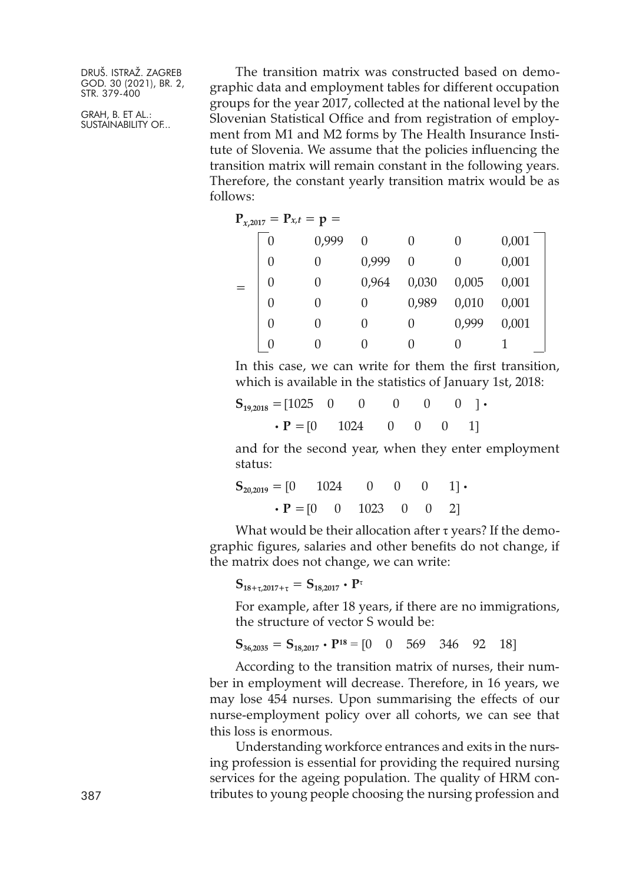The transition matrix was constructed based on demographic data and employment tables for different occupation groups for the year 2017, collected at the national level by the Slovenian Statistical Office and from registration of employment from M1 and M2 forms by The Health Insurance Institute of Slovenia. We assume that the policies influencing the transition matrix will remain constant in the following years. Therefore, the constant yearly transition matrix would be as follows:

$$\mathbf{P}_{x,2017} = \mathbf{P}_{x,t} = \mathbf{p} =$$

$$= \begin{bmatrix} 0 & 0{,}999 & 0 & 0 & 0 & 0{,}001 \\ 0 & 0 & 0{,}999 & 0 & 0 & 0{,}001 \\ 0 & 0 & 0{,}964 & 0{,}030 & 0{,}005 & 0{,}001 \\ 0 & 0 & 0 & 0{,}989 & 0{,}010 & 0{,}001 \\ 0 & 0 & 0 & 0 & 0{,}999 & 0{,}001 \\ 0 & 0 & 0 & 0 & 0 & 1 \end{bmatrix}$$

In this case, we can write for them the first transition, which is available in the statistics of January 1st, 2018:

$$\mathbf{S}_{19,2018} = [1025 \quad 0 \quad 0 \quad 0 \quad 0 \quad 0\,] \cdot \mathbf{P} = [0 \quad 1024 \quad 0 \quad 0 \quad 0 \quad 1]$$

and for the second year, when they enter employment status:

$$\mathbf{S}_{20,2019} = [0 \quad 1024 \quad 0 \quad 0 \quad 0 \quad 1] \cdot \mathbf{P} = [0 \quad 0 \quad 1023 \quad 0 \quad 0 \quad 2]$$

What would be their allocation after τ years? If the demographic figures, salaries and other benefits do not change, if the matrix does not change, we can write:

$$\mathbf{S}_{18+\tau,2017+\tau} = \mathbf{S}_{18,2017} \cdot \mathbf{P}^{\tau}$$

For example, after 18 years, if there are no immigrations, the structure of vector S would be:

$$\mathbf{S}_{36,2035} = \mathbf{S}_{18,2017} \cdot \mathbf{P}^{18} = [0 \quad 0 \quad 569 \quad 346 \quad 92 \quad 18]$$

According to the transition matrix of nurses, their number in employment will decrease. Therefore, in 16 years, we may lose 454 nurses. Upon summarising the effects of our nurse-employment policy over all cohorts, we can see that this loss is enormous.

Understanding workforce entrances and exits in the nursing profession is essential for providing the required nursing services for the ageing population. The quality of HRM contributes to young people choosing the nursing profession and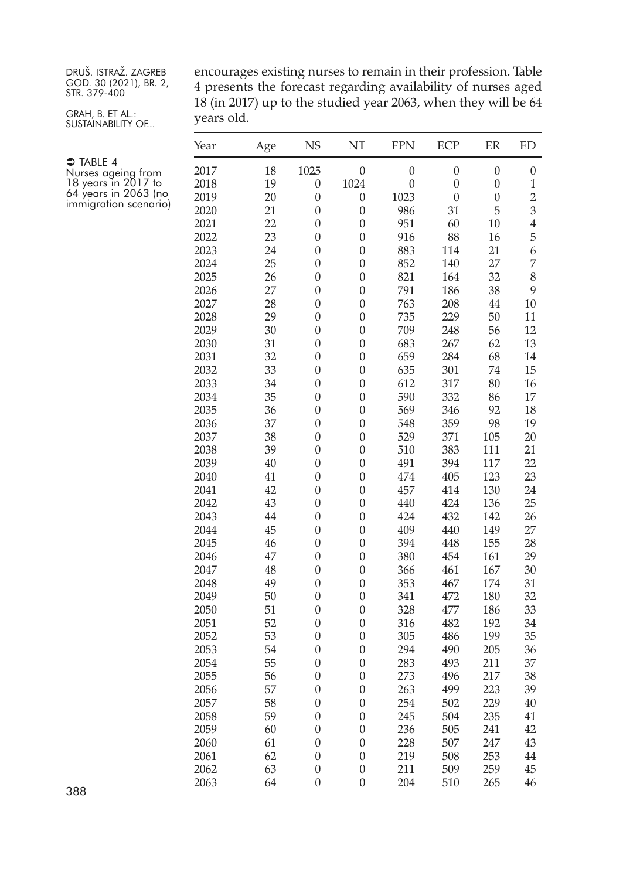encourages existing nurses to remain in their profession. Table 4 presents the forecast regarding availability of nurses aged 18 (in 2017) up to the studied year 2063, when they will be 64 years old.

➲ TABLE 4
Nurses ageing from 18 years in 2017 to 64 years in 2063 (no immigration scenario)

| Year | Age | NS | NT | FPN | ECP | ER | ED |
|---|---|---|---|---|---|---|---|
| 2017 | 18 | 1025 | 0 | 0 | 0 | 0 | 0 |
| 2018 | 19 | 0 | 1024 | 0 | 0 | 0 | 1 |
| 2019 | 20 | 0 | 0 | 1023 | 0 | 0 | 2 |
| 2020 | 21 | 0 | 0 | 986 | 31 | 5 | 3 |
| 2021 | 22 | 0 | 0 | 951 | 60 | 10 | 4 |
| 2022 | 23 | 0 | 0 | 916 | 88 | 16 | 5 |
| 2023 | 24 | 0 | 0 | 883 | 114 | 21 | 6 |
| 2024 | 25 | 0 | 0 | 852 | 140 | 27 | 7 |
| 2025 | 26 | 0 | 0 | 821 | 164 | 32 | 8 |
| 2026 | 27 | 0 | 0 | 791 | 186 | 38 | 9 |
| 2027 | 28 | 0 | 0 | 763 | 208 | 44 | 10 |
| 2028 | 29 | 0 | 0 | 735 | 229 | 50 | 11 |
| 2029 | 30 | 0 | 0 | 709 | 248 | 56 | 12 |
| 2030 | 31 | 0 | 0 | 683 | 267 | 62 | 13 |
| 2031 | 32 | 0 | 0 | 659 | 284 | 68 | 14 |
| 2032 | 33 | 0 | 0 | 635 | 301 | 74 | 15 |
| 2033 | 34 | 0 | 0 | 612 | 317 | 80 | 16 |
| 2034 | 35 | 0 | 0 | 590 | 332 | 86 | 17 |
| 2035 | 36 | 0 | 0 | 569 | 346 | 92 | 18 |
| 2036 | 37 | 0 | 0 | 548 | 359 | 98 | 19 |
| 2037 | 38 | 0 | 0 | 529 | 371 | 105 | 20 |
| 2038 | 39 | 0 | 0 | 510 | 383 | 111 | 21 |
| 2039 | 40 | 0 | 0 | 491 | 394 | 117 | 22 |
| 2040 | 41 | 0 | 0 | 474 | 405 | 123 | 23 |
| 2041 | 42 | 0 | 0 | 457 | 414 | 130 | 24 |
| 2042 | 43 | 0 | 0 | 440 | 424 | 136 | 25 |
| 2043 | 44 | 0 | 0 | 424 | 432 | 142 | 26 |
| 2044 | 45 | 0 | 0 | 409 | 440 | 149 | 27 |
| 2045 | 46 | 0 | 0 | 394 | 448 | 155 | 28 |
| 2046 | 47 | 0 | 0 | 380 | 454 | 161 | 29 |
| 2047 | 48 | 0 | 0 | 366 | 461 | 167 | 30 |
| 2048 | 49 | 0 | 0 | 353 | 467 | 174 | 31 |
| 2049 | 50 | 0 | 0 | 341 | 472 | 180 | 32 |
| 2050 | 51 | 0 | 0 | 328 | 477 | 186 | 33 |
| 2051 | 52 | 0 | 0 | 316 | 482 | 192 | 34 |
| 2052 | 53 | 0 | 0 | 305 | 486 | 199 | 35 |
| 2053 | 54 | 0 | 0 | 294 | 490 | 205 | 36 |
| 2054 | 55 | 0 | 0 | 283 | 493 | 211 | 37 |
| 2055 | 56 | 0 | 0 | 273 | 496 | 217 | 38 |
| 2056 | 57 | 0 | 0 | 263 | 499 | 223 | 39 |
| 2057 | 58 | 0 | 0 | 254 | 502 | 229 | 40 |
| 2058 | 59 | 0 | 0 | 245 | 504 | 235 | 41 |
| 2059 | 60 | 0 | 0 | 236 | 505 | 241 | 42 |
| 2060 | 61 | 0 | 0 | 228 | 507 | 247 | 43 |
| 2061 | 62 | 0 | 0 | 219 | 508 | 253 | 44 |
| 2062 | 63 | 0 | 0 | 211 | 509 | 259 | 45 |
| 2063 | 64 | 0 | 0 | 204 | 510 | 265 | 46 |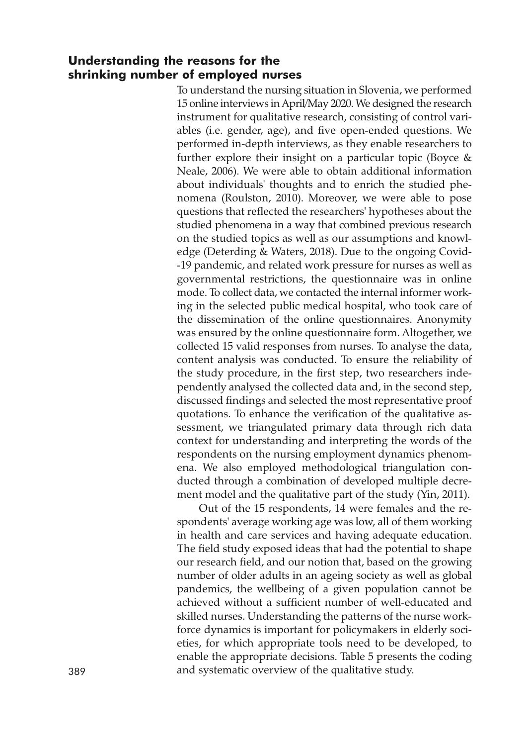## Understanding the reasons for the shrinking number of employed nurses

To understand the nursing situation in Slovenia, we performed 15 online interviews in April/May 2020. We designed the research instrument for qualitative research, consisting of control variables (i.e. gender, age), and five open-ended questions. We performed in-depth interviews, as they enable researchers to further explore their insight on a particular topic (Boyce & Neale, 2006). We were able to obtain additional information about individuals' thoughts and to enrich the studied phenomena (Roulston, 2010). Moreover, we were able to pose questions that reflected the researchers' hypotheses about the studied phenomena in a way that combined previous research on the studied topics as well as our assumptions and knowledge (Deterding & Waters, 2018). Due to the ongoing Covid-19 pandemic, and related work pressure for nurses as well as governmental restrictions, the questionnaire was in online mode. To collect data, we contacted the internal informer working in the selected public medical hospital, who took care of the dissemination of the online questionnaires. Anonymity was ensured by the online questionnaire form. Altogether, we collected 15 valid responses from nurses. To analyse the data, content analysis was conducted. To ensure the reliability of the study procedure, in the first step, two researchers independently analysed the collected data and, in the second step, discussed findings and selected the most representative proof quotations. To enhance the verification of the qualitative assessment, we triangulated primary data through rich data context for understanding and interpreting the words of the respondents on the nursing employment dynamics phenomena. We also employed methodological triangulation conducted through a combination of developed multiple decrement model and the qualitative part of the study (Yin, 2011).

Out of the 15 respondents, 14 were females and the respondents' average working age was low, all of them working in health and care services and having adequate education. The field study exposed ideas that had the potential to shape our research field, and our notion that, based on the growing number of older adults in an ageing society as well as global pandemics, the wellbeing of a given population cannot be achieved without a sufficient number of well-educated and skilled nurses. Understanding the patterns of the nurse workforce dynamics is important for policymakers in elderly societies, for which appropriate tools need to be developed, to enable the appropriate decisions. Table 5 presents the coding and systematic overview of the qualitative study.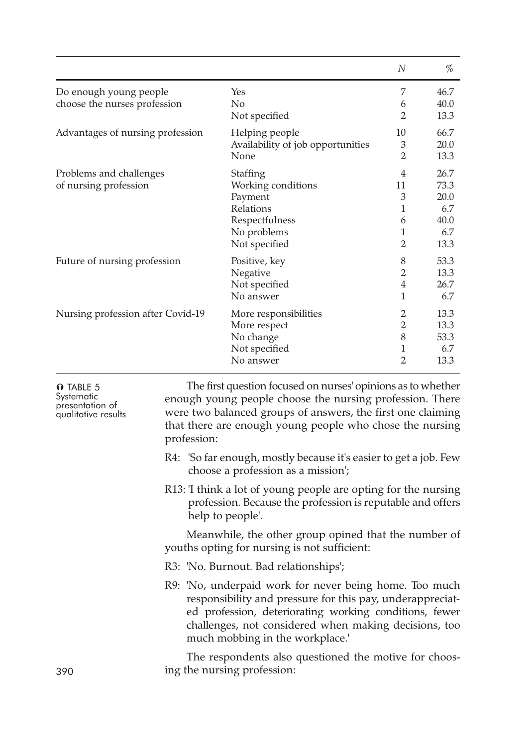| | | *N* | % |
|---|---|---|---|
| Do enough young people choose the nurses profession | Yes | 7 | 46.7 |
| | No | 6 | 40.0 |
| | Not specified | 2 | 13.3 |
| Advantages of nursing profession | Helping people | 10 | 66.7 |
| | Availability of job opportunities | 3 | 20.0 |
| | None | 2 | 13.3 |
| Problems and challenges of nursing profession | Staffing | 4 | 26.7 |
| | Working conditions | 11 | 73.3 |
| | Payment | 3 | 20.0 |
| | Relations | 1 | 6.7 |
| | Respectfulness | 6 | 40.0 |
| | No problems | 1 | 6.7 |
| | Not specified | 2 | 13.3 |
| Future of nursing profession | Positive, key | 8 | 53.3 |
| | Negative | 2 | 13.3 |
| | Not specified | 4 | 26.7 |
| | No answer | 1 | 6.7 |
| Nursing profession after Covid-19 | More responsibilities | 2 | 13.3 |
| | More respect | 2 | 13.3 |
| | No change | 8 | 53.3 |
| | Not specified | 1 | 6.7 |
| | No answer | 2 | 13.3 |

TABLE 5 Systematic presentation of qualitative results

The first question focused on nurses' opinions as to whether enough young people choose the nursing profession. There were two balanced groups of answers, the first one claiming that there are enough young people who chose the nursing profession:

R4: 'So far enough, mostly because it's easier to get a job. Few choose a profession as a mission';

R13: 'I think a lot of young people are opting for the nursing profession. Because the profession is reputable and offers help to people'.

Meanwhile, the other group opined that the number of youths opting for nursing is not sufficient:

R3: 'No. Burnout. Bad relationships';

R9: 'No, underpaid work for never being home. Too much responsibility and pressure for this pay, underappreciated profession, deteriorating working conditions, fewer challenges, not considered when making decisions, too much mobbing in the workplace.'

The respondents also questioned the motive for choosing the nursing profession: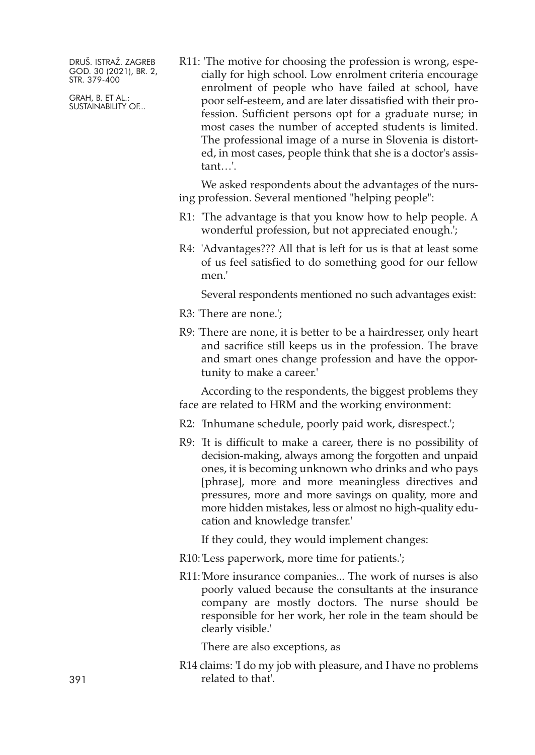R11: 'The motive for choosing the profession is wrong, especially for high school. Low enrolment criteria encourage enrolment of people who have failed at school, have poor self-esteem, and are later dissatisfied with their profession. Sufficient persons opt for a graduate nurse; in most cases the number of accepted students is limited. The professional image of a nurse in Slovenia is distorted, in most cases, people think that she is a doctor's assistant…'.

We asked respondents about the advantages of the nursing profession. Several mentioned "helping people":

R1: 'The advantage is that you know how to help people. A wonderful profession, but not appreciated enough.';

R4: 'Advantages??? All that is left for us is that at least some of us feel satisfied to do something good for our fellow men.'

Several respondents mentioned no such advantages exist:

R3: 'There are none.';

R9: 'There are none, it is better to be a hairdresser, only heart and sacrifice still keeps us in the profession. The brave and smart ones change profession and have the opportunity to make a career.'

According to the respondents, the biggest problems they face are related to HRM and the working environment:

R2: 'Inhumane schedule, poorly paid work, disrespect.';

R9: 'It is difficult to make a career, there is no possibility of decision-making, always among the forgotten and unpaid ones, it is becoming unknown who drinks and who pays [phrase], more and more meaningless directives and pressures, more and more savings on quality, more and more hidden mistakes, less or almost no high-quality education and knowledge transfer.'

If they could, they would implement changes:

R10: 'Less paperwork, more time for patients.';

R11: 'More insurance companies... The work of nurses is also poorly valued because the consultants at the insurance company are mostly doctors. The nurse should be responsible for her work, her role in the team should be clearly visible.'

There are also exceptions, as

R14 claims: 'I do my job with pleasure, and I have no problems related to that'.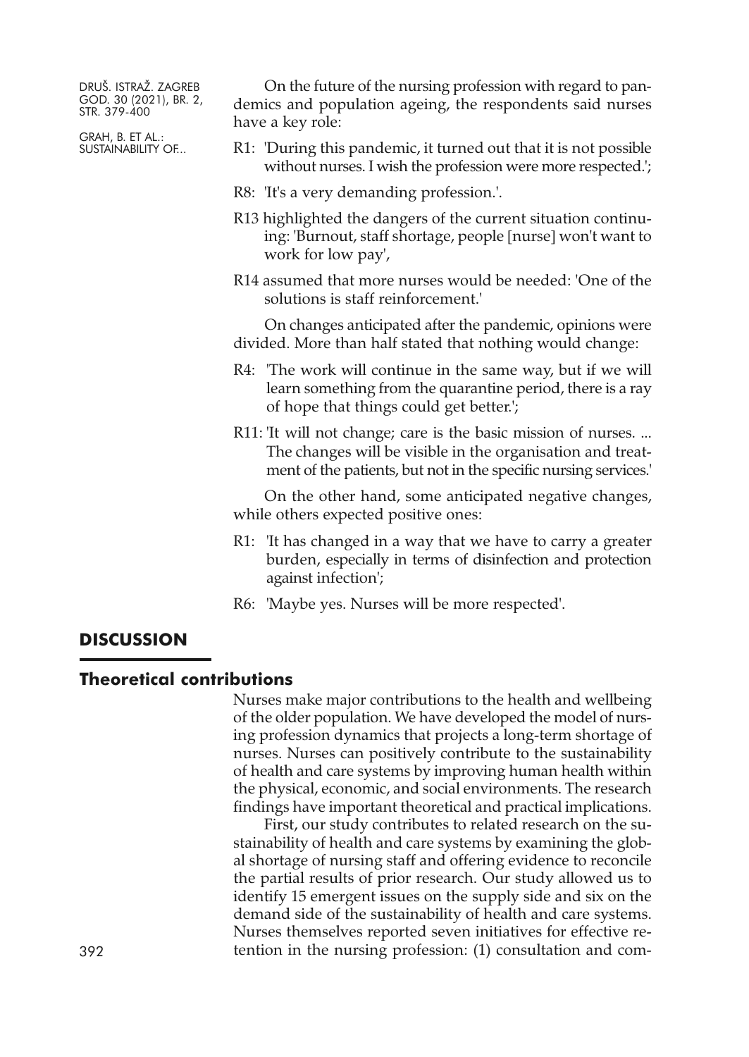On the future of the nursing profession with regard to pandemics and population ageing, the respondents said nurses have a key role:

R1: 'During this pandemic, it turned out that it is not possible without nurses. I wish the profession were more respected.';

R8: 'It's a very demanding profession.'.

R13 highlighted the dangers of the current situation continuing: 'Burnout, staff shortage, people [nurse] won't want to work for low pay',

R14 assumed that more nurses would be needed: 'One of the solutions is staff reinforcement.'

On changes anticipated after the pandemic, opinions were divided. More than half stated that nothing would change:

R4: 'The work will continue in the same way, but if we will learn something from the quarantine period, there is a ray of hope that things could get better.';

R11: 'It will not change; care is the basic mission of nurses. ... The changes will be visible in the organisation and treatment of the patients, but not in the specific nursing services.'

On the other hand, some anticipated negative changes, while others expected positive ones:

R1: 'It has changed in a way that we have to carry a greater burden, especially in terms of disinfection and protection against infection';

R6: 'Maybe yes. Nurses will be more respected'.

## DISCUSSION

### Theoretical contributions

Nurses make major contributions to the health and wellbeing of the older population. We have developed the model of nursing profession dynamics that projects a long-term shortage of nurses. Nurses can positively contribute to the sustainability of health and care systems by improving human health within the physical, economic, and social environments. The research findings have important theoretical and practical implications.

First, our study contributes to related research on the sustainability of health and care systems by examining the global shortage of nursing staff and offering evidence to reconcile the partial results of prior research. Our study allowed us to identify 15 emergent issues on the supply side and six on the demand side of the sustainability of health and care systems. Nurses themselves reported seven initiatives for effective retention in the nursing profession: (1) consultation and com-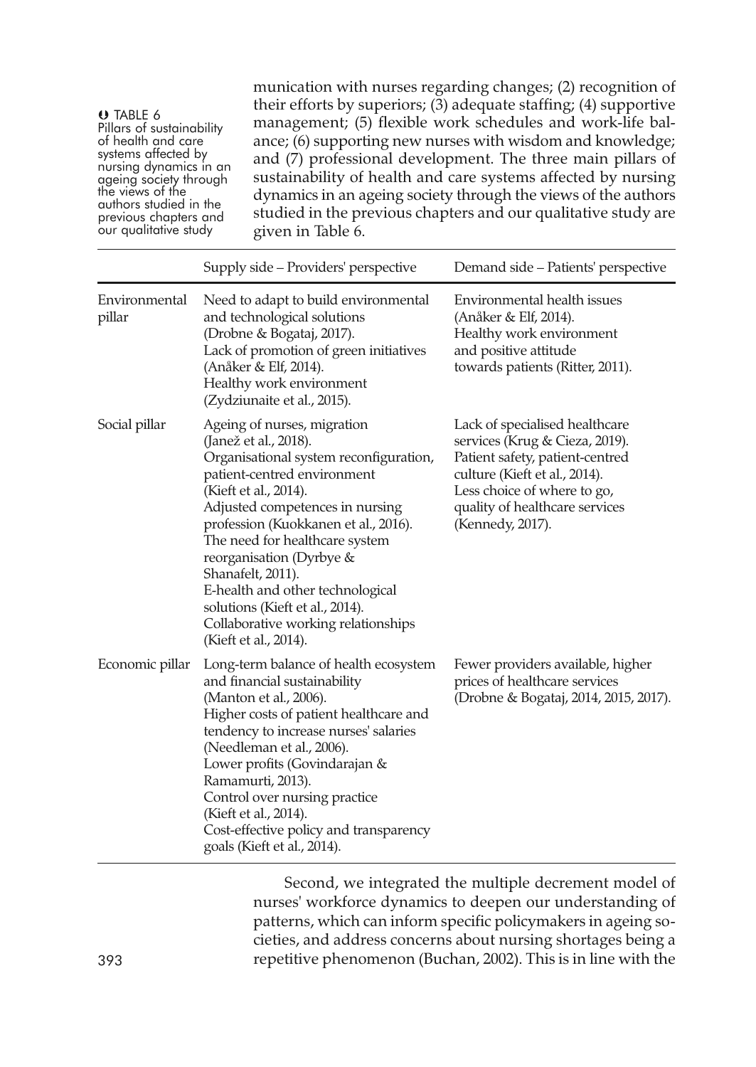munication with nurses regarding changes; (2) recognition of their efforts by superiors; (3) adequate staffing; (4) supportive management; (5) flexible work schedules and work-life balance; (6) supporting new nurses with wisdom and knowledge; and (7) professional development. The three main pillars of sustainability of health and care systems affected by nursing dynamics in an ageing society through the views of the authors studied in the previous chapters and our qualitative study are given in Table 6.

TABLE 6 Pillars of sustainability of health and care systems affected by nursing dynamics in an ageing society through the views of the authors studied in the previous chapters and our qualitative study

| | Supply side – Providers' perspective | Demand side – Patients' perspective |
|---|---|---|
| Environmental pillar | Need to adapt to build environmental and technological solutions (Drobne & Bogataj, 2017). Lack of promotion of green initiatives (Anåker & Elf, 2014). Healthy work environment (Zydziunaite et al., 2015). | Environmental health issues (Anåker & Elf, 2014). Healthy work environment and positive attitude towards patients (Ritter, 2011). |
| Social pillar | Ageing of nurses, migration (Janež et al., 2018). Organisational system reconfiguration, patient-centred environment (Kieft et al., 2014). Adjusted competences in nursing profession (Kuokkanen et al., 2016). The need for healthcare system reorganisation (Dyrbye & Shanafelt, 2011). E-health and other technological solutions (Kieft et al., 2014). Collaborative working relationships (Kieft et al., 2014). | Lack of specialised healthcare services (Krug & Cieza, 2019). Patient safety, patient-centred culture (Kieft et al., 2014). Less choice of where to go, quality of healthcare services (Kennedy, 2017). |
| Economic pillar | Long-term balance of health ecosystem and financial sustainability (Manton et al., 2006). Higher costs of patient healthcare and tendency to increase nurses' salaries (Needleman et al., 2006). Lower profits (Govindarajan & Ramamurti, 2013). Control over nursing practice (Kieft et al., 2014). Cost-effective policy and transparency goals (Kieft et al., 2014). | Fewer providers available, higher prices of healthcare services (Drobne & Bogataj, 2014, 2015, 2017). |

Second, we integrated the multiple decrement model of nurses' workforce dynamics to deepen our understanding of patterns, which can inform specific policymakers in ageing societies, and address concerns about nursing shortages being a repetitive phenomenon (Buchan, 2002). This is in line with the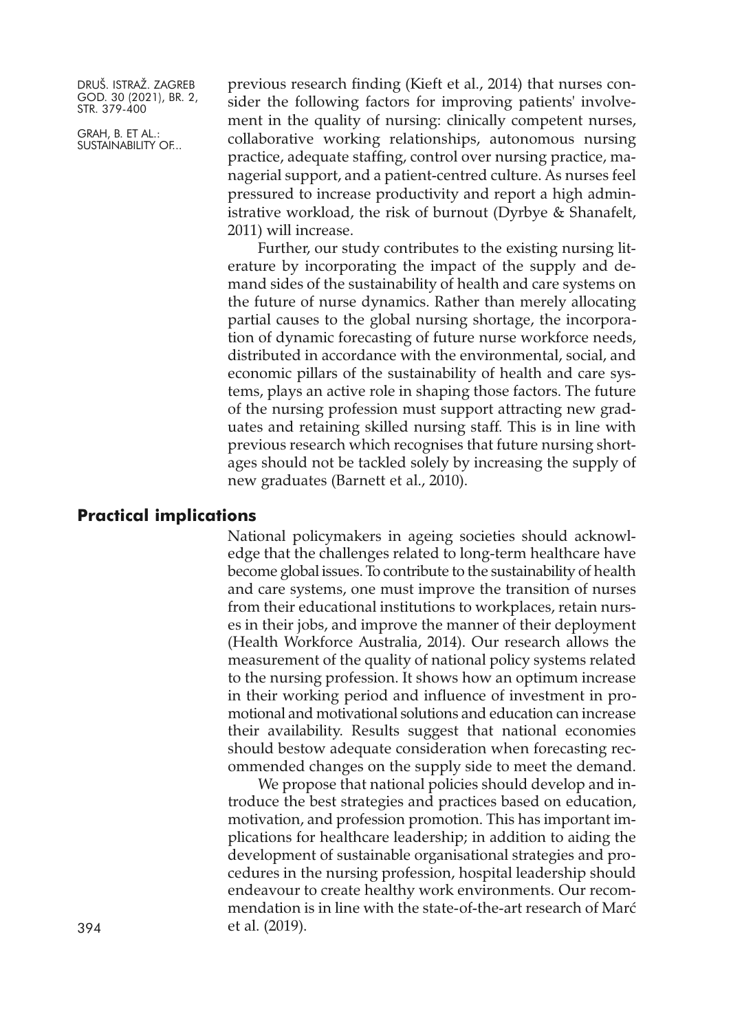previous research finding (Kieft et al., 2014) that nurses consider the following factors for improving patients' involvement in the quality of nursing: clinically competent nurses, collaborative working relationships, autonomous nursing practice, adequate staffing, control over nursing practice, managerial support, and a patient-centred culture. As nurses feel pressured to increase productivity and report a high administrative workload, the risk of burnout (Dyrbye & Shanafelt, 2011) will increase.

Further, our study contributes to the existing nursing literature by incorporating the impact of the supply and demand sides of the sustainability of health and care systems on the future of nurse dynamics. Rather than merely allocating partial causes to the global nursing shortage, the incorporation of dynamic forecasting of future nurse workforce needs, distributed in accordance with the environmental, social, and economic pillars of the sustainability of health and care systems, plays an active role in shaping those factors. The future of the nursing profession must support attracting new graduates and retaining skilled nursing staff. This is in line with previous research which recognises that future nursing shortages should not be tackled solely by increasing the supply of new graduates (Barnett et al., 2010).

## Practical implications

National policymakers in ageing societies should acknowledge that the challenges related to long-term healthcare have become global issues. To contribute to the sustainability of health and care systems, one must improve the transition of nurses from their educational institutions to workplaces, retain nurses in their jobs, and improve the manner of their deployment (Health Workforce Australia, 2014). Our research allows the measurement of the quality of national policy systems related to the nursing profession. It shows how an optimum increase in their working period and influence of investment in promotional and motivational solutions and education can increase their availability. Results suggest that national economies should bestow adequate consideration when forecasting recommended changes on the supply side to meet the demand.

We propose that national policies should develop and introduce the best strategies and practices based on education, motivation, and profession promotion. This has important implications for healthcare leadership; in addition to aiding the development of sustainable organisational strategies and procedures in the nursing profession, hospital leadership should endeavour to create healthy work environments. Our recommendation is in line with the state-of-the-art research of Marć et al. (2019).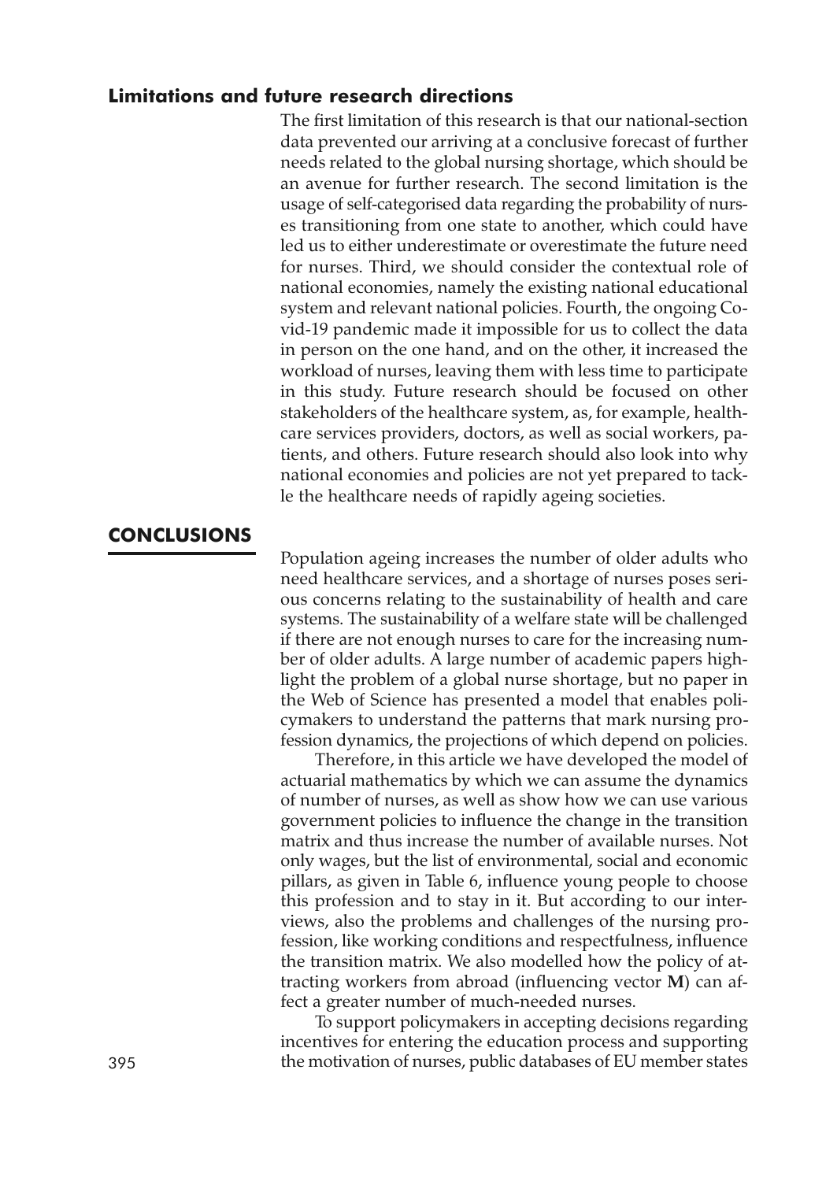### Limitations and future research directions

The first limitation of this research is that our national-section data prevented our arriving at a conclusive forecast of further needs related to the global nursing shortage, which should be an avenue for further research. The second limitation is the usage of self-categorised data regarding the probability of nurses transitioning from one state to another, which could have led us to either underestimate or overestimate the future need for nurses. Third, we should consider the contextual role of national economies, namely the existing national educational system and relevant national policies. Fourth, the ongoing Covid-19 pandemic made it impossible for us to collect the data in person on the one hand, and on the other, it increased the workload of nurses, leaving them with less time to participate in this study. Future research should be focused on other stakeholders of the healthcare system, as, for example, healthcare services providers, doctors, as well as social workers, patients, and others. Future research should also look into why national economies and policies are not yet prepared to tackle the healthcare needs of rapidly ageing societies.

## CONCLUSIONS

Population ageing increases the number of older adults who need healthcare services, and a shortage of nurses poses serious concerns relating to the sustainability of health and care systems. The sustainability of a welfare state will be challenged if there are not enough nurses to care for the increasing number of older adults. A large number of academic papers highlight the problem of a global nurse shortage, but no paper in the Web of Science has presented a model that enables policymakers to understand the patterns that mark nursing profession dynamics, the projections of which depend on policies.

Therefore, in this article we have developed the model of actuarial mathematics by which we can assume the dynamics of number of nurses, as well as show how we can use various government policies to influence the change in the transition matrix and thus increase the number of available nurses. Not only wages, but the list of environmental, social and economic pillars, as given in Table 6, influence young people to choose this profession and to stay in it. But according to our interviews, also the problems and challenges of the nursing profession, like working conditions and respectfulness, influence the transition matrix. We also modelled how the policy of attracting workers from abroad (influencing vector **M**) can affect a greater number of much-needed nurses.

To support policymakers in accepting decisions regarding incentives for entering the education process and supporting the motivation of nurses, public databases of EU member states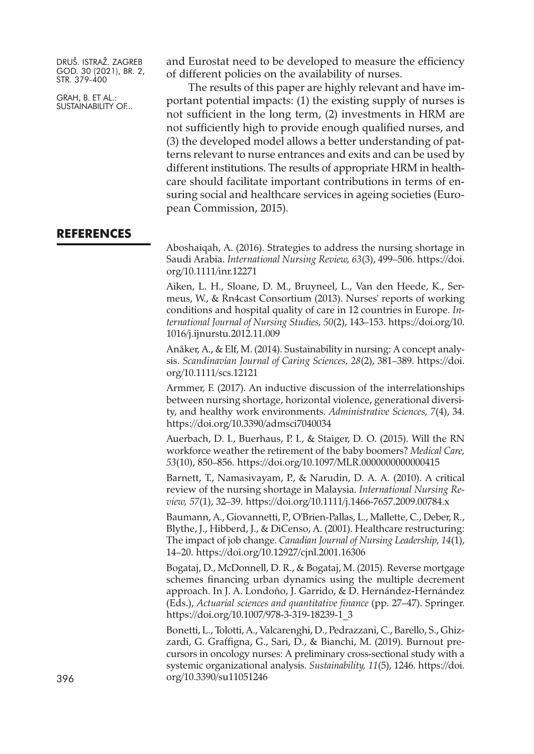and Eurostat need to be developed to measure the efficiency of different policies on the availability of nurses.

The results of this paper are highly relevant and have important potential impacts: (1) the existing supply of nurses is not sufficient in the long term, (2) investments in HRM are not sufficiently high to provide enough qualified nurses, and (3) the developed model allows a better understanding of patterns relevant to nurse entrances and exits and can be used by different institutions. The results of appropriate HRM in healthcare should facilitate important contributions in terms of ensuring social and healthcare services in ageing societies (European Commission, 2015).

## REFERENCES

Aboshaiqah, A. (2016). Strategies to address the nursing shortage in Saudi Arabia. *International Nursing Review, 63*(3), 499–506. https://doi.org/10.1111/inr.12271

Aiken, L. H., Sloane, D. M., Bruyneel, L., Van den Heede, K., Sermeus, W., & Rn4cast Consortium (2013). Nurses' reports of working conditions and hospital quality of care in 12 countries in Europe. *International Journal of Nursing Studies, 50*(2), 143–153. https://doi.org/10.1016/j.ijnurstu.2012.11.009

Anåker, A., & Elf, M. (2014). Sustainability in nursing: A concept analysis. *Scandinavian Journal of Caring Sciences, 28*(2), 381–389. https://doi.org/10.1111/scs.12121

Armmer, F. (2017). An inductive discussion of the interrelationships between nursing shortage, horizontal violence, generational diversity, and healthy work environments. *Administrative Sciences, 7*(4), 34. https://doi.org/10.3390/admsci7040034

Auerbach, D. I., Buerhaus, P. I., & Staiger, D. O. (2015). Will the RN workforce weather the retirement of the baby boomers? *Medical Care, 53*(10), 850–856. https://doi.org/10.1097/MLR.0000000000000415

Barnett, T., Namasivayam, P., & Narudin, D. A. A. (2010). A critical review of the nursing shortage in Malaysia. *International Nursing Review, 57*(1), 32–39. https://doi.org/10.1111/j.1466-7657.2009.00784.x

Baumann, A., Giovannetti, P., O'Brien-Pallas, L., Mallette, C., Deber, R., Blythe, J., Hibberd, J., & DiCenso, A. (2001). Healthcare restructuring: The impact of job change. *Canadian Journal of Nursing Leadership, 14*(1), 14–20. https://doi.org/10.12927/cjnl.2001.16306

Bogataj, D., McDonnell, D. R., & Bogataj, M. (2015). Reverse mortgage schemes financing urban dynamics using the multiple decrement approach. In J. A. Londoño, J. Garrido, & D. Hernández-Hernández (Eds.), *Actuarial sciences and quantitative finance* (pp. 27–47). Springer. https://doi.org/10.1007/978-3-319-18239-1_3

Bonetti, L., Tolotti, A., Valcarenghi, D., Pedrazzani, C., Barello, S., Ghizzardi, G. Graffigna, G., Sari, D., & Bianchi, M. (2019). Burnout precursors in oncology nurses: A preliminary cross-sectional study with a systemic organizational analysis. *Sustainability, 11*(5), 1246. https://doi.org/10.3390/su11051246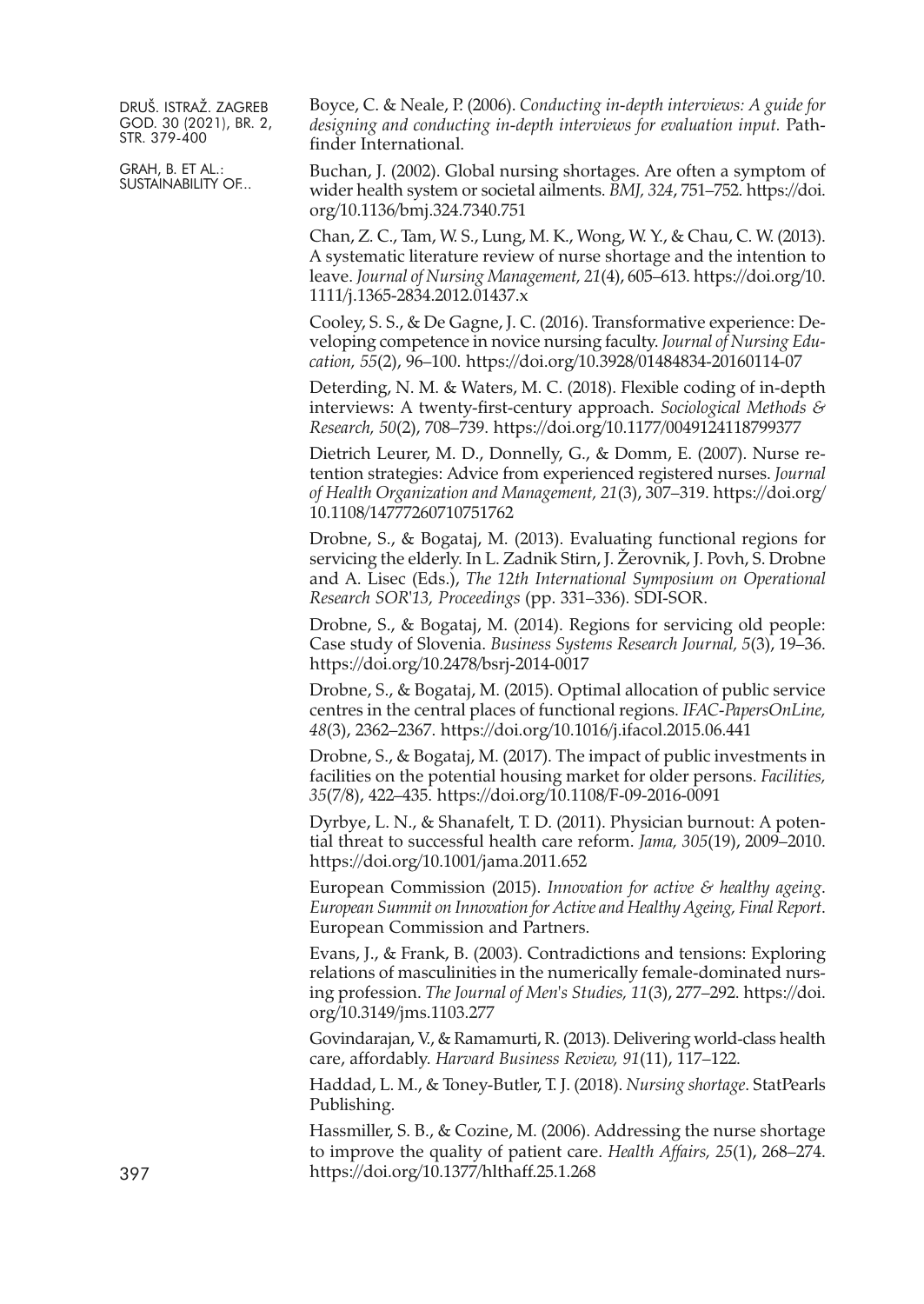Boyce, C. & Neale, P. (2006). *Conducting in-depth interviews: A guide for designing and conducting in-depth interviews for evaluation input.* Pathfinder International.

Buchan, J. (2002). Global nursing shortages. Are often a symptom of wider health system or societal ailments. *BMJ, 324*, 751–752. https://doi.org/10.1136/bmj.324.7340.751

Chan, Z. C., Tam, W. S., Lung, M. K., Wong, W. Y., & Chau, C. W. (2013). A systematic literature review of nurse shortage and the intention to leave. *Journal of Nursing Management, 21*(4), 605–613. https://doi.org/10.1111/j.1365-2834.2012.01437.x

Cooley, S. S., & De Gagne, J. C. (2016). Transformative experience: Developing competence in novice nursing faculty. *Journal of Nursing Education, 55*(2), 96–100. https://doi.org/10.3928/01484834-20160114-07

Deterding, N. M. & Waters, M. C. (2018). Flexible coding of in-depth interviews: A twenty-first-century approach. *Sociological Methods & Research, 50*(2), 708–739. https://doi.org/10.1177/0049124118799377

Dietrich Leurer, M. D., Donnelly, G., & Domm, E. (2007). Nurse retention strategies: Advice from experienced registered nurses. *Journal of Health Organization and Management, 21*(3), 307–319. https://doi.org/10.1108/14777260710751762

Drobne, S., & Bogataj, M. (2013). Evaluating functional regions for servicing the elderly. In L. Zadnik Stirn, J. Žerovnik, J. Povh, S. Drobne and A. Lisec (Eds.), *The 12th International Symposium on Operational Research SOR'13, Proceedings* (pp. 331–336). SDI-SOR.

Drobne, S., & Bogataj, M. (2014). Regions for servicing old people: Case study of Slovenia. *Business Systems Research Journal, 5*(3), 19–36. https://doi.org/10.2478/bsrj-2014-0017

Drobne, S., & Bogataj, M. (2015). Optimal allocation of public service centres in the central places of functional regions. *IFAC-PapersOnLine, 48*(3), 2362–2367. https://doi.org/10.1016/j.ifacol.2015.06.441

Drobne, S., & Bogataj, M. (2017). The impact of public investments in facilities on the potential housing market for older persons. *Facilities, 35*(7/8), 422–435. https://doi.org/10.1108/F-09-2016-0091

Dyrbye, L. N., & Shanafelt, T. D. (2011). Physician burnout: A potential threat to successful health care reform. *Jama, 305*(19), 2009–2010. https://doi.org/10.1001/jama.2011.652

European Commission (2015). *Innovation for active & healthy ageing. European Summit on Innovation for Active and Healthy Ageing, Final Report.* European Commission and Partners.

Evans, J., & Frank, B. (2003). Contradictions and tensions: Exploring relations of masculinities in the numerically female-dominated nursing profession. *The Journal of Men's Studies, 11*(3), 277–292. https://doi.org/10.3149/jms.1103.277

Govindarajan, V., & Ramamurti, R. (2013). Delivering world-class health care, affordably. *Harvard Business Review, 91*(11), 117–122.

Haddad, L. M., & Toney-Butler, T. J. (2018). *Nursing shortage*. StatPearls Publishing.

Hassmiller, S. B., & Cozine, M. (2006). Addressing the nurse shortage to improve the quality of patient care. *Health Affairs, 25*(1), 268–274. https://doi.org/10.1377/hlthaff.25.1.268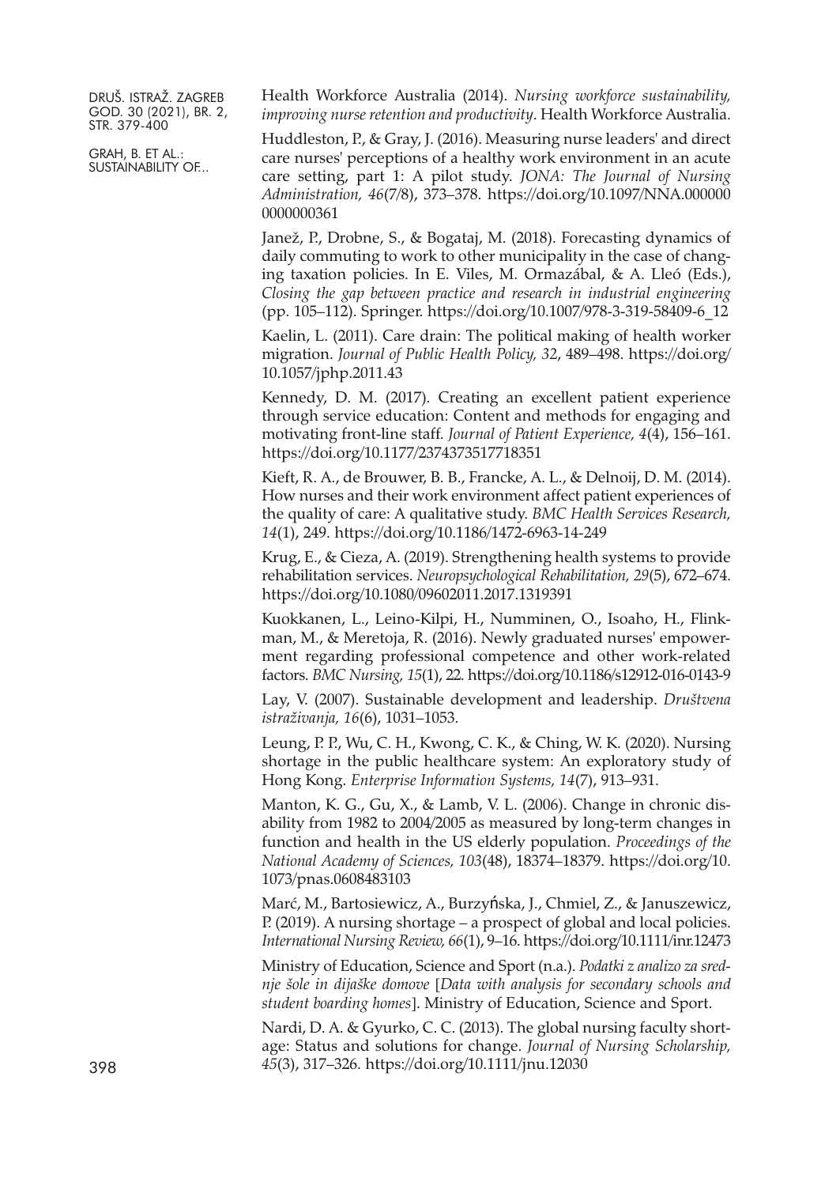Health Workforce Australia (2014). *Nursing workforce sustainability, improving nurse retention and productivity*. Health Workforce Australia.

Huddleston, P., & Gray, J. (2016). Measuring nurse leaders' and direct care nurses' perceptions of a healthy work environment in an acute care setting, part 1: A pilot study. *JONA: The Journal of Nursing Administration, 46*(7/8), 373–378. https://doi.org/10.1097/NNA.0000000000000361

Janež, P., Drobne, S., & Bogataj, M. (2018). Forecasting dynamics of daily commuting to work to other municipality in the case of changing taxation policies. In E. Viles, M. Ormazábal, & A. Lleó (Eds.), *Closing the gap between practice and research in industrial engineering* (pp. 105–112). Springer. https://doi.org/10.1007/978-3-319-58409-6_12

Kaelin, L. (2011). Care drain: The political making of health worker migration. *Journal of Public Health Policy, 32*, 489–498. https://doi.org/10.1057/jphp.2011.43

Kennedy, D. M. (2017). Creating an excellent patient experience through service education: Content and methods for engaging and motivating front-line staff. *Journal of Patient Experience, 4*(4), 156–161. https://doi.org/10.1177/2374373517718351

Kieft, R. A., de Brouwer, B. B., Francke, A. L., & Delnoij, D. M. (2014). How nurses and their work environment affect patient experiences of the quality of care: A qualitative study. *BMC Health Services Research, 14*(1), 249. https://doi.org/10.1186/1472-6963-14-249

Krug, E., & Cieza, A. (2019). Strengthening health systems to provide rehabilitation services. *Neuropsychological Rehabilitation, 29*(5), 672–674. https://doi.org/10.1080/09602011.2017.1319391

Kuokkanen, L., Leino-Kilpi, H., Numminen, O., Isoaho, H., Flinkman, M., & Meretoja, R. (2016). Newly graduated nurses' empowerment regarding professional competence and other work-related factors. *BMC Nursing, 15*(1), 22. https://doi.org/10.1186/s12912-016-0143-9

Lay, V. (2007). Sustainable development and leadership. *Društvena istraživanja, 16*(6), 1031–1053.

Leung, P. P., Wu, C. H., Kwong, C. K., & Ching, W. K. (2020). Nursing shortage in the public healthcare system: An exploratory study of Hong Kong. *Enterprise Information Systems, 14*(7), 913–931.

Manton, K. G., Gu, X., & Lamb, V. L. (2006). Change in chronic disability from 1982 to 2004/2005 as measured by long-term changes in function and health in the US elderly population. *Proceedings of the National Academy of Sciences, 103*(48), 18374–18379. https://doi.org/10.1073/pnas.0608483103

Marć, M., Bartosiewicz, A., Burzyńska, J., Chmiel, Z., & Januszewicz, P. (2019). A nursing shortage – a prospect of global and local policies. *International Nursing Review, 66*(1), 9–16. https://doi.org/10.1111/inr.12473

Ministry of Education, Science and Sport (n.a.). *Podatki z analizo za srednje šole in dijaške domove* [*Data with analysis for secondary schools and student boarding homes*]. Ministry of Education, Science and Sport.

Nardi, D. A. & Gyurko, C. C. (2013). The global nursing faculty shortage: Status and solutions for change. *Journal of Nursing Scholarship, 45*(3), 317–326. https://doi.org/10.1111/jnu.12030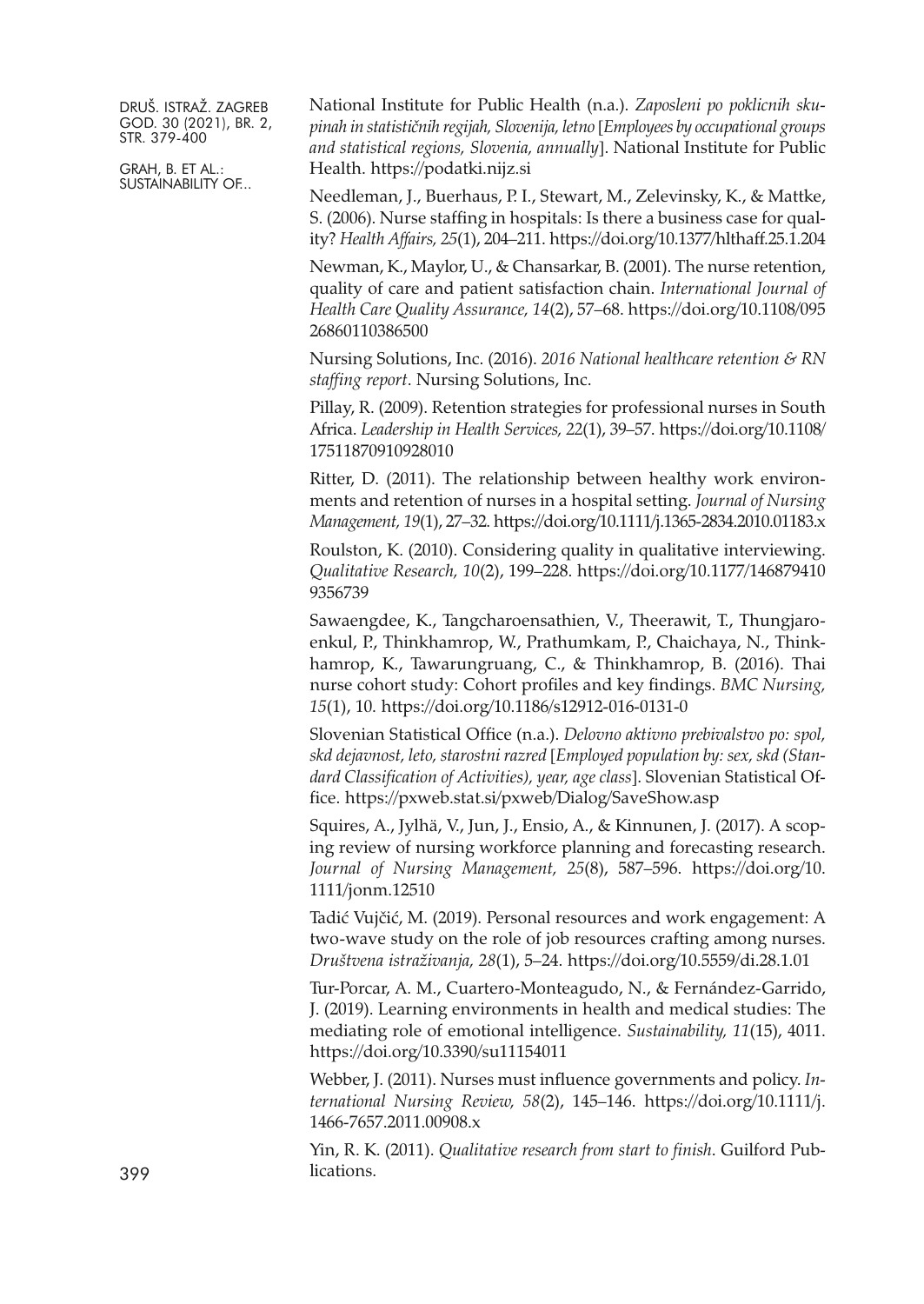National Institute for Public Health (n.a.). *Zaposleni po poklicnih skupinah in statističnih regijah, Slovenija, letno* [*Employees by occupational groups and statistical regions, Slovenia, annually*]. National Institute for Public Health. https://podatki.nijz.si

Needleman, J., Buerhaus, P. I., Stewart, M., Zelevinsky, K., & Mattke, S. (2006). Nurse staffing in hospitals: Is there a business case for quality? *Health Affairs, 25*(1), 204–211. https://doi.org/10.1377/hlthaff.25.1.204

Newman, K., Maylor, U., & Chansarkar, B. (2001). The nurse retention, quality of care and patient satisfaction chain. *International Journal of Health Care Quality Assurance, 14*(2), 57–68. https://doi.org/10.1108/09526860110386500

Nursing Solutions, Inc. (2016). *2016 National healthcare retention & RN staffing report*. Nursing Solutions, Inc.

Pillay, R. (2009). Retention strategies for professional nurses in South Africa. *Leadership in Health Services, 22*(1), 39–57. https://doi.org/10.1108/17511870910928010

Ritter, D. (2011). The relationship between healthy work environments and retention of nurses in a hospital setting. *Journal of Nursing Management, 19*(1), 27–32. https://doi.org/10.1111/j.1365-2834.2010.01183.x

Roulston, K. (2010). Considering quality in qualitative interviewing. *Qualitative Research, 10*(2), 199–228. https://doi.org/10.1177/1468794109356739

Sawaengdee, K., Tangcharoensathien, V., Theerawit, T., Thungjaroenkul, P., Thinkhamrop, W., Prathumkam, P., Chaichaya, N., Thinkhamrop, K., Tawarungruang, C., & Thinkhamrop, B. (2016). Thai nurse cohort study: Cohort profiles and key findings. *BMC Nursing, 15*(1), 10. https://doi.org/10.1186/s12912-016-0131-0

Slovenian Statistical Office (n.a.). *Delovno aktivno prebivalstvo po: spol, skd dejavnost, leto, starostni razred* [*Employed population by: sex, skd (Standard Classification of Activities), year, age class*]. Slovenian Statistical Office. https://pxweb.stat.si/pxweb/Dialog/SaveShow.asp

Squires, A., Jylhä, V., Jun, J., Ensio, A., & Kinnunen, J. (2017). A scoping review of nursing workforce planning and forecasting research. *Journal of Nursing Management, 25*(8), 587–596. https://doi.org/10.1111/jonm.12510

Tadić Vujčić, M. (2019). Personal resources and work engagement: A two-wave study on the role of job resources crafting among nurses. *Društvena istraživanja, 28*(1), 5–24. https://doi.org/10.5559/di.28.1.01

Tur-Porcar, A. M., Cuartero-Monteagudo, N., & Fernández-Garrido, J. (2019). Learning environments in health and medical studies: The mediating role of emotional intelligence. *Sustainability, 11*(15), 4011. https://doi.org/10.3390/su11154011

Webber, J. (2011). Nurses must influence governments and policy. *International Nursing Review, 58*(2), 145–146. https://doi.org/10.1111/j.1466-7657.2011.00908.x

Yin, R. K. (2011). *Qualitative research from start to finish*. Guilford Publications.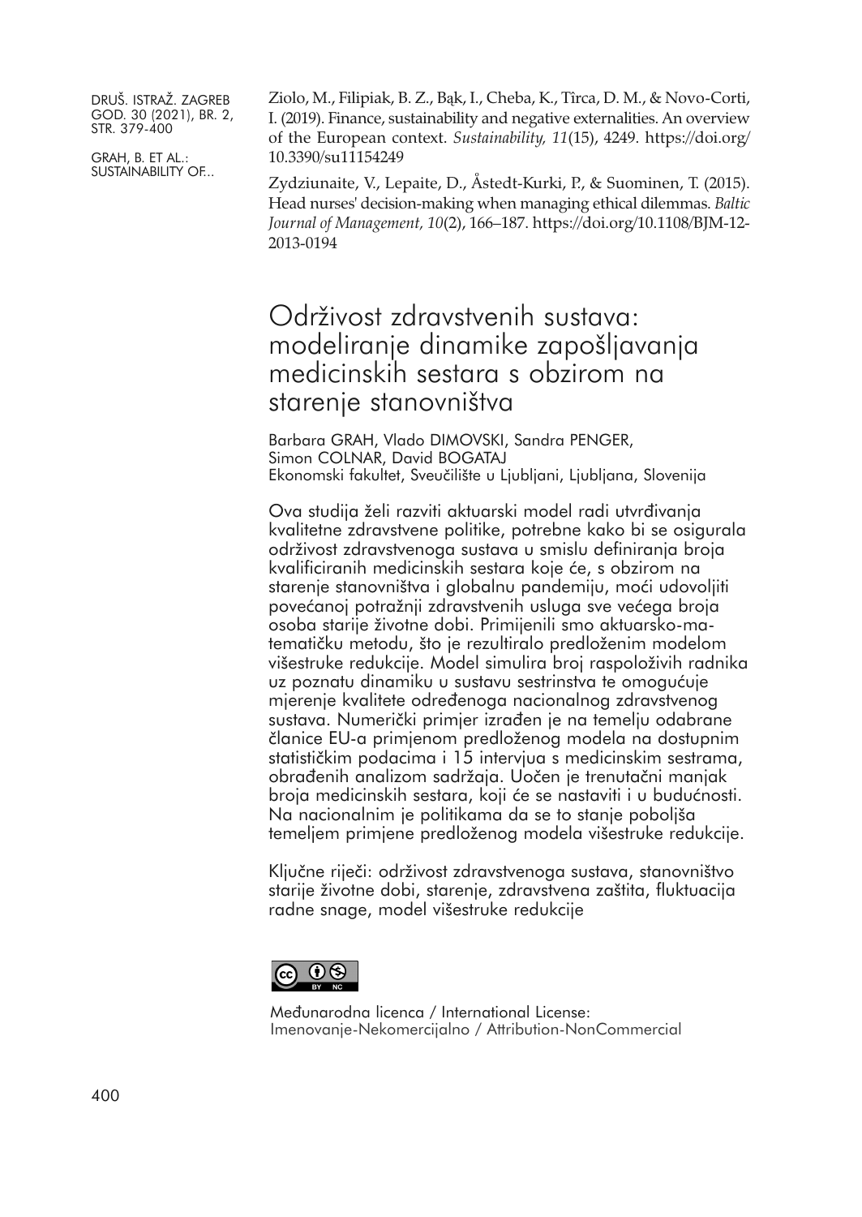Ziolo, M., Filipiak, B. Z., Bąk, I., Cheba, K., Tîrca, D. M., & Novo-Corti, I. (2019). Finance, sustainability and negative externalities. An overview of the European context. *Sustainability, 11*(15), 4249. https://doi.org/10.3390/su11154249

Zydziunaite, V., Lepaite, D., Åstedt-Kurki, P., & Suominen, T. (2015). Head nurses' decision-making when managing ethical dilemmas. *Baltic Journal of Management, 10*(2), 166–187. https://doi.org/10.1108/BJM-12-2013-0194

# Održivost zdravstvenih sustava: modeliranje dinamike zapošljavanja medicinskih sestara s obzirom na starenje stanovništva

Barbara GRAH, Vlado DIMOVSKI, Sandra PENGER, Simon COLNAR, David BOGATAJ
Ekonomski fakultet, Sveučilište u Ljubljani, Ljubljana, Slovenija

Ova studija želi razviti aktuarski model radi utvrđivanja kvalitetne zdravstvene politike, potrebne kako bi se osigurala održivost zdravstvenoga sustava u smislu definiranja broja kvalificiranih medicinskih sestara koje će, s obzirom na starenje stanovništva i globalnu pandemiju, moći udovoljiti povećanoj potražnji zdravstvenih usluga sve većega broja osoba starije životne dobi. Primijenili smo aktuarsko-matematičku metodu, što je rezultiralo predloženim modelom višestruke redukcije. Model simulira broj raspoloživih radnika uz poznatu dinamiku u sustavu sestrinstva te omogućuje mjerenje kvalitete određenoga nacionalnog zdravstvenog sustava. Numerički primjer izrađen je na temelju odabrane članice EU-a primjenom predloženog modela na dostupnim statističkim podacima i 15 intervjua s medicinskim sestrama, obrađenih analizom sadržaja. Uočen je trenutačni manjak broja medicinskih sestara, koji će se nastaviti i u budućnosti. Na nacionalnim je politikama da se to stanje poboljša temeljem primjene predloženog modela višestruke redukcije.

Ključne riječi: održivost zdravstvenoga sustava, stanovništvo starije životne dobi, starenje, zdravstvena zaštita, fluktuacija radne snage, model višestruke redukcije

Međunarodna licenca / International License:
Imenovanje-Nekomercijalno / Attribution-NonCommercial